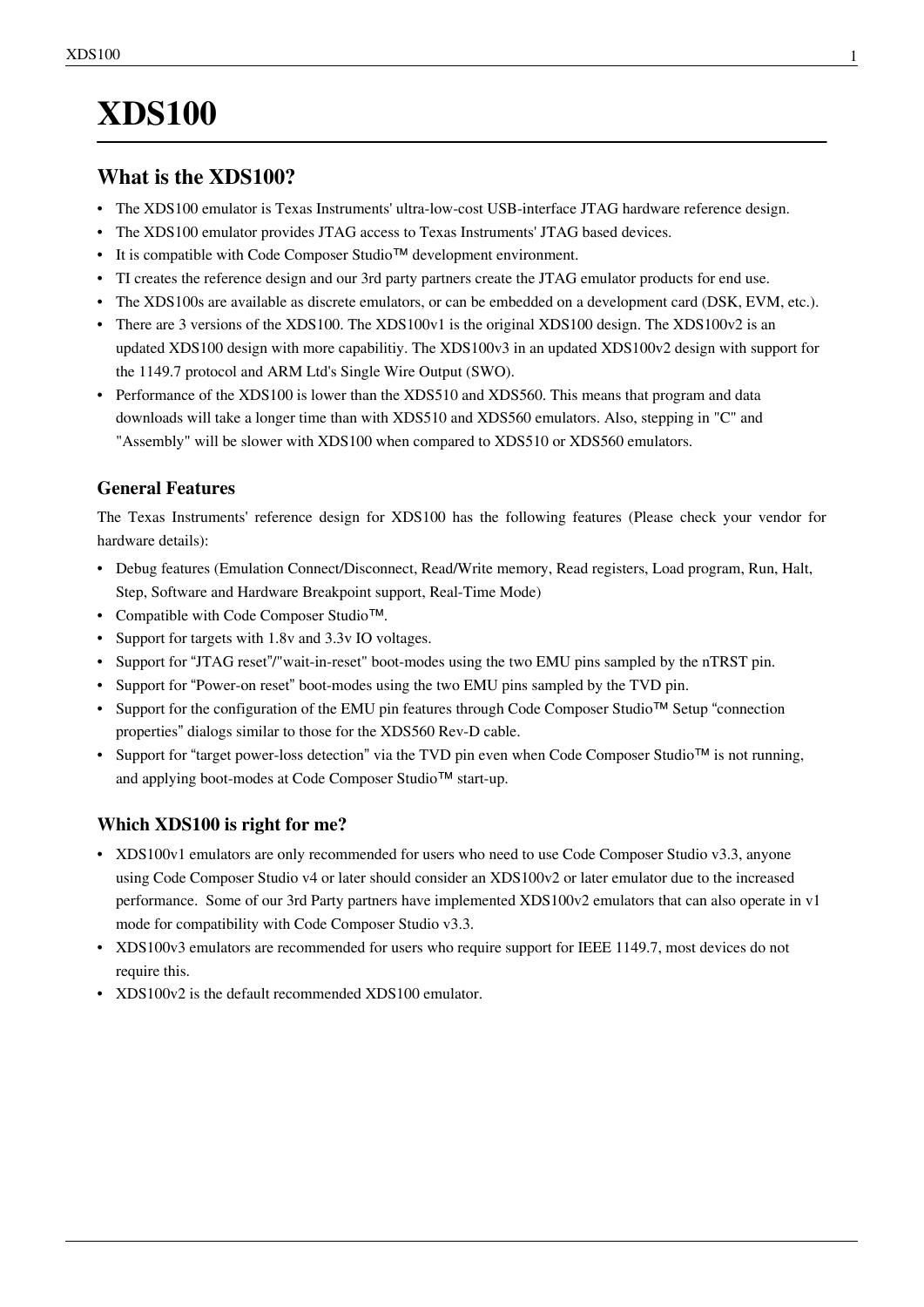# XDS100

## What is the XDS100?

- The XDS100 emulator is Texas Instruments' ultra-low-cost USB-interface JTAG hardware reference design.
- The XDS100 emulator provides JTAG access to Texas Instruments' JTAG based devices.
- It is compatible with Code Composer Studio™ development environment.
- TI creates the reference design and our 3rd party partners create the JTAG emulator products for end use.
- The XDS100s are available as discrete emulators, or can be embedded on a development card (DSK, EVM, etc.).
- There are 3 versions of the XDS100. The XDS100v1 is the original XDS100 design. The XDS100v2 is an updated XDS100 design with more capabilitiy. The XDS100v3 in an updated XDS100v2 design with support for the 1149.7 protocol and ARM Ltd's Single Wire Output (SWO).
- Performance of the XDS100 is lower than the XDS510 and XDS560. This means that program and data downloads will take a longer time than with XDS510 and XDS560 emulators. Also, stepping in "C" and "Assembly" will be slower with XDS100 when compared to XDS510 or XDS560 emulators.

### General Features

The Texas Instruments' reference design for XDS100 has the following features (Please check your vendor for hardware details):

- Debug features (Emulation Connect/Disconnect, Read/Write memory, Read registers, Load program, Run, Halt, Step, Software and Hardware Breakpoint support, Real-Time Mode)
- Compatible with Code Composer Studio™.
- Support for targets with 1.8v and 3.3v IO voltages.
- Support for "JTAG reset"/"wait-in-reset" boot-modes using the two EMU pins sampled by the nTRST pin.
- Support for "Power-on reset" boot-modes using the two EMU pins sampled by the TVD pin.
- Support for the configuration of the EMU pin features through Code Composer Studio™ Setup "connection properties" dialogs similar to those for the XDS560 Rev-D cable.
- Support for "target power-loss detection" via the TVD pin even when Code Composer Studio™ is not running, and applying boot-modes at Code Composer Studio™ start-up.

### Which XDS100 is right for me?

- XDS100v1 emulators are only recommended for users who need to use Code Composer Studio v3.3, anyone using Code Composer Studio v4 or later should consider an XDS100v2 or later emulator due to the increased performance. Some of our 3rd Party partners have implemented XDS100v2 emulators that can also operate in v1 mode for compatibility with Code Composer Studio v3.3.
- XDS100v3 emulators are recommended for users who require support for IEEE 1149.7, most devices do not require this.
- XDS100v2 is the default recommended XDS100 emulator.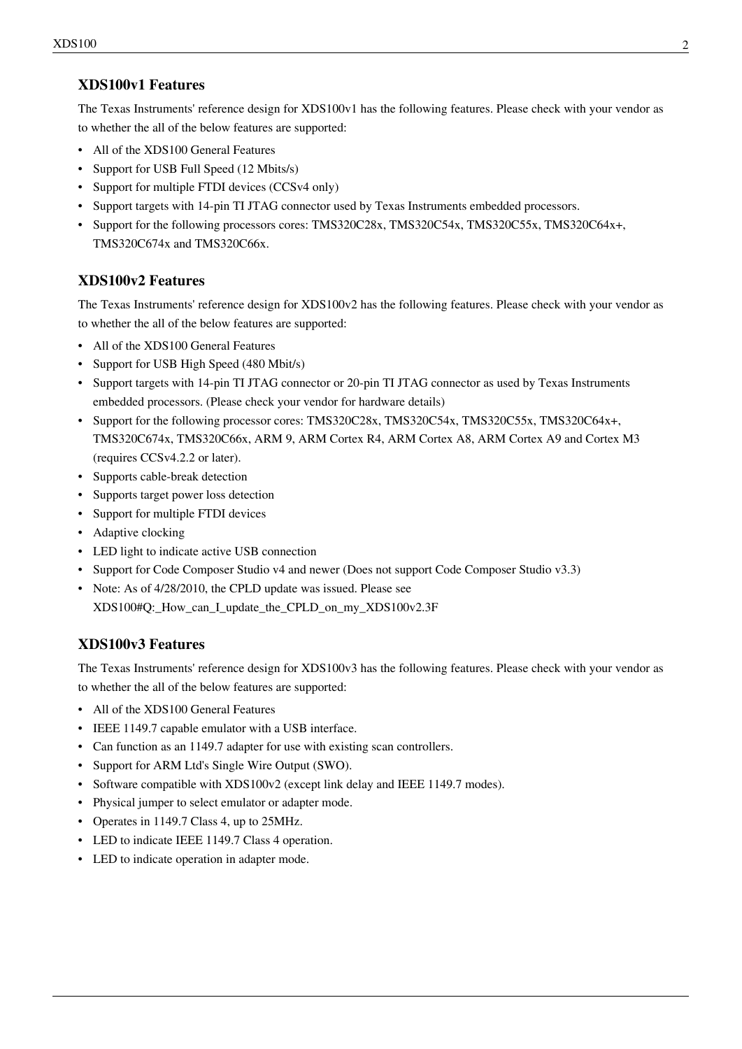### XDS100v1 Features

The Texas Instruments' reference design for XDS100v1 has the following features. Please check with your vendor as to whether the all of the below features are supported:

- All of the XDS100 General Features
- Support for USB Full Speed (12 Mbits/s)
- Support for multiple FTDI devices (CCSv4 only)
- Support targets with 14-pin TI JTAG connector used by Texas Instruments embedded processors.
- Support for the following processors cores: TMS320C28x, TMS320C54x, TMS320C55x, TMS320C64x+, TMS320C674x and TMS320C66x.

### XDS100v2 Features

The Texas Instruments' reference design for XDS100v2 has the following features. Please check with your vendor as to whether the all of the below features are supported:

- All of the XDS100 General Features
- Support for USB High Speed (480 Mbit/s)
- Support targets with 14-pin TI JTAG connector or 20-pin TI JTAG connector as used by Texas Instruments embedded processors. (Please check your vendor for hardware details)
- Support for the following processor cores: TMS320C28x, TMS320C54x, TMS320C55x, TMS320C64x+, TMS320C674x, TMS320C66x, ARM 9, ARM Cortex R4, ARM Cortex A8, ARM Cortex A9 and Cortex M3 (requires CCSv4.2.2 or later).
- Supports cable-break detection
- Supports target power loss detection
- Support for multiple FTDI devices
- Adaptive clocking
- LED light to indicate active USB connection
- Support for Code Composer Studio v4 and newer (Does not support Code Composer Studio v3.3)
- Note: As of 4/28/2010, the CPLD update was issued. Please see XDS100#Q:_How_can_I_update_the_CPLD_on_my_XDS100v2.3F

### XDS100v3 Features

The Texas Instruments' reference design for XDS100v3 has the following features. Please check with your vendor as to whether the all of the below features are supported:

- All of the XDS100 General Features
- IEEE 1149.7 capable emulator with a USB interface.
- Can function as an 1149.7 adapter for use with existing scan controllers.
- Support for ARM Ltd's Single Wire Output (SWO).
- Software compatible with XDS100v2 (except link delay and IEEE 1149.7 modes).
- Physical jumper to select emulator or adapter mode.
- Operates in 1149.7 Class 4, up to 25MHz.
- LED to indicate IEEE 1149.7 Class 4 operation.
- LED to indicate operation in adapter mode.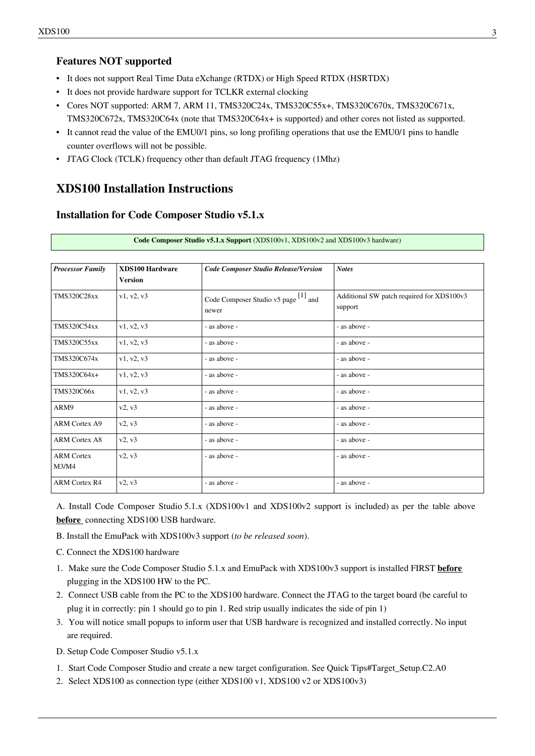### Features NOT supported

- It does not support Real Time Data eXchange (RTDX) or High Speed RTDX (HSRTDX)
- It does not provide hardware support for TCLKR external clocking
- Cores NOT supported: ARM 7, ARM 11, TMS320C24x, TMS320C55x+, TMS320C670x, TMS320C671x, TMS320C672x, TMS320C64x (note that TMS320C64x+ is supported) and other cores not listed as supported.
- It cannot read the value of the EMU0/1 pins, so long profiling operations that use the EMU0/1 pins to handle counter overflows will not be possible.
- JTAG Clock (TCLK) frequency other than default JTAG frequency (1Mhz)

## XDS100 Installation Instructions

### Installation for Code Composer Studio v5.1.x

**Code Composer Studio v5.1.x Support** (XDS100v1, XDS100v2 and XDS100v3 hardware)

| *Processor Family* | **XDS100 Hardware Version** | *Code Composer Studio Release/Version* | *Notes* |
|---|---|---|---|
| TMS320C28xx | v1, v2, v3 | Code Composer Studio v5 page [1] and newer | Additional SW patch required for XDS100v3 support |
| TMS320C54xx | v1, v2, v3 | - as above - | - as above - |
| TMS320C55xx | v1, v2, v3 | - as above - | - as above - |
| TMS320C674x | v1, v2, v3 | - as above - | - as above - |
| TMS320C64x+ | v1, v2, v3 | - as above - | - as above - |
| TMS320C66x | v1, v2, v3 | - as above - | - as above - |
| ARM9 | v2, v3 | - as above - | - as above - |
| ARM Cortex A9 | v2, v3 | - as above - | - as above - |
| ARM Cortex A8 | v2, v3 | - as above - | - as above - |
| ARM Cortex M3/M4 | v2, v3 | - as above - | - as above - |
| ARM Cortex R4 | v2, v3 | - as above - | - as above - |

A. Install Code Composer Studio 5.1.x (XDS100v1 and XDS100v2 support is included) as per the table above **before** connecting XDS100 USB hardware.

B. Install the EmuPack with XDS100v3 support (*to be released soon*).

C. Connect the XDS100 hardware

1. Make sure the Code Composer Studio 5.1.x and EmuPack with XDS100v3 support is installed FIRST **before** plugging in the XDS100 HW to the PC.
2. Connect USB cable from the PC to the XDS100 hardware. Connect the JTAG to the target board (be careful to plug it in correctly: pin 1 should go to pin 1. Red strip usually indicates the side of pin 1)
3. You will notice small popups to inform user that USB hardware is recognized and installed correctly. No input are required.

D. Setup Code Composer Studio v5.1.x

1. Start Code Composer Studio and create a new target configuration. See Quick Tips#Target_Setup.C2.A0
2. Select XDS100 as connection type (either XDS100 v1, XDS100 v2 or XDS100v3)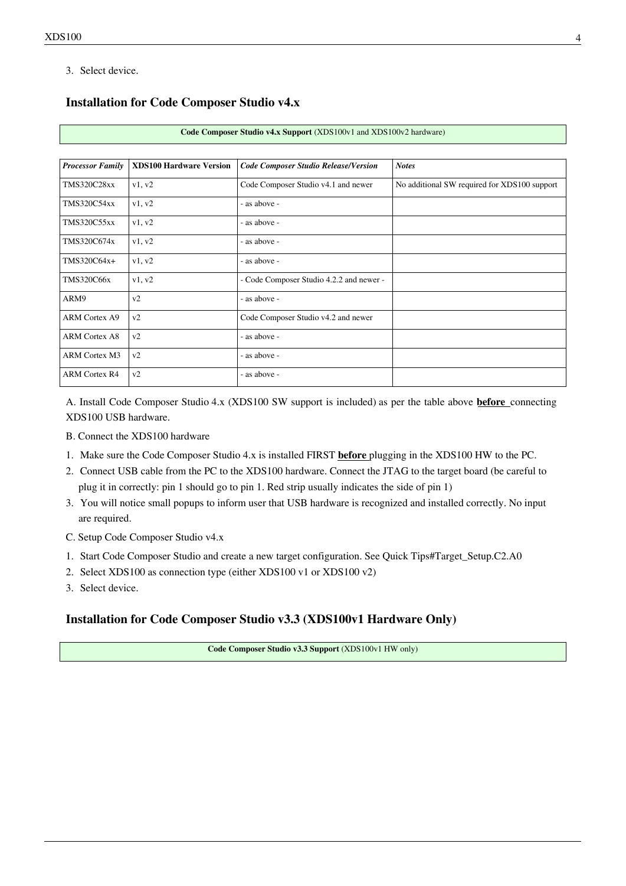3. Select device.

## Installation for Code Composer Studio v4.x

| **Code Composer Studio v4.x Support** (XDS100v1 and XDS100v2 hardware) |
|---|

| *Processor Family* | XDS100 Hardware Version | *Code Composer Studio Release/Version* | *Notes* |
|---|---|---|---|
| TMS320C28xx | v1, v2 | Code Composer Studio v4.1 and newer | No additional SW required for XDS100 support |
| TMS320C54xx | v1, v2 | - as above - | |
| TMS320C55xx | v1, v2 | - as above - | |
| TMS320C674x | v1, v2 | - as above - | |
| TMS320C64x+ | v1, v2 | - as above - | |
| TMS320C66x | v1, v2 | - Code Composer Studio 4.2.2 and newer - | |
| ARM9 | v2 | - as above - | |
| ARM Cortex A9 | v2 | Code Composer Studio v4.2 and newer | |
| ARM Cortex A8 | v2 | - as above - | |
| ARM Cortex M3 | v2 | - as above - | |
| ARM Cortex R4 | v2 | - as above - | |

A. Install Code Composer Studio 4.x (XDS100 SW support is included) as per the table above **before** connecting XDS100 USB hardware.

B. Connect the XDS100 hardware

1. Make sure the Code Composer Studio 4.x is installed FIRST **before** plugging in the XDS100 HW to the PC.
2. Connect USB cable from the PC to the XDS100 hardware. Connect the JTAG to the target board (be careful to plug it in correctly: pin 1 should go to pin 1. Red strip usually indicates the side of pin 1)
3. You will notice small popups to inform user that USB hardware is recognized and installed correctly. No input are required.

C. Setup Code Composer Studio v4.x

1. Start Code Composer Studio and create a new target configuration. See Quick Tips#Target_Setup.C2.A0
2. Select XDS100 as connection type (either XDS100 v1 or XDS100 v2)
3. Select device.

## Installation for Code Composer Studio v3.3 (XDS100v1 Hardware Only)

| **Code Composer Studio v3.3 Support** (XDS100v1 HW only) |
|---|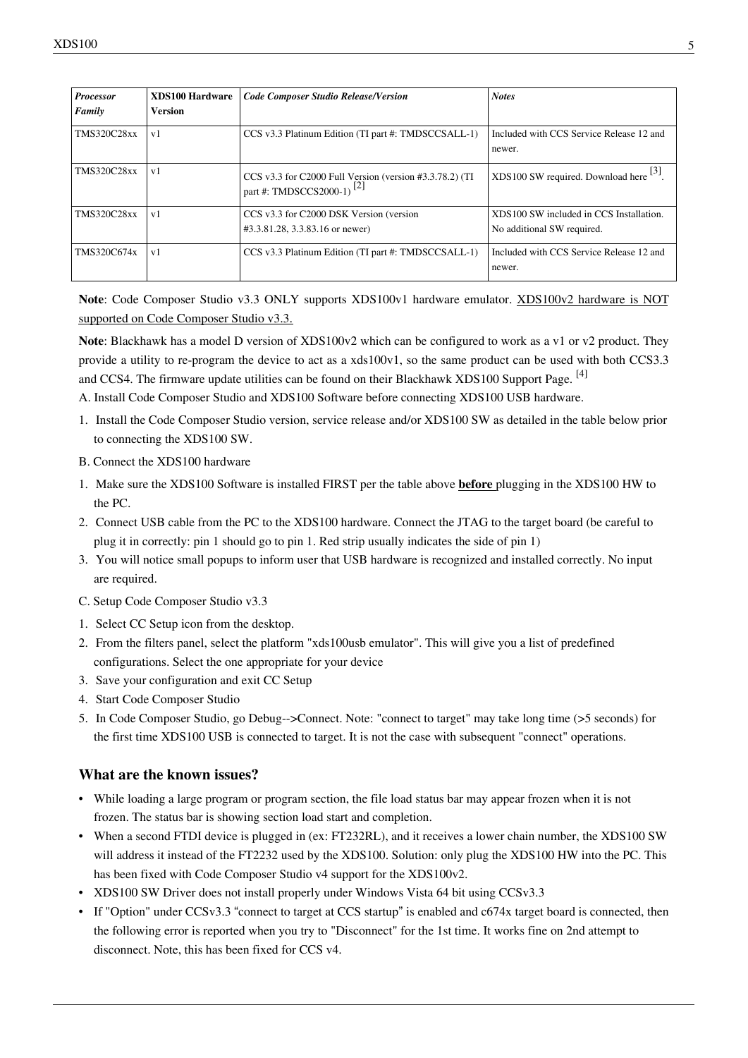| *Processor Family* | **XDS100 Hardware Version** | *Code Composer Studio Release/Version* | *Notes* |
|---|---|---|---|
| TMS320C28xx | v1 | CCS v3.3 Platinum Edition (TI part #: TMDSCCSALL-1) | Included with CCS Service Release 12 and newer. |
| TMS320C28xx | v1 | CCS v3.3 for C2000 Full Version (version #3.3.78.2) (TI part #: TMDSCCS2000-1) [2] | XDS100 SW required. Download here [3]. |
| TMS320C28xx | v1 | CCS v3.3 for C2000 DSK Version (version #3.3.81.28, 3.3.83.16 or newer) | XDS100 SW included in CCS Installation. No additional SW required. |
| TMS320C674x | v1 | CCS v3.3 Platinum Edition (TI part #: TMDSCCSALL-1) | Included with CCS Service Release 12 and newer. |

**Note**: Code Composer Studio v3.3 ONLY supports XDS100v1 hardware emulator. XDS100v2 hardware is NOT supported on Code Composer Studio v3.3.

**Note**: Blackhawk has a model D version of XDS100v2 which can be configured to work as a v1 or v2 product. They provide a utility to re-program the device to act as a xds100v1, so the same product can be used with both CCS3.3 and CCS4. The firmware update utilities can be found on their Blackhawk XDS100 Support Page. [4]

A. Install Code Composer Studio and XDS100 Software before connecting XDS100 USB hardware.

1. Install the Code Composer Studio version, service release and/or XDS100 SW as detailed in the table below prior to connecting the XDS100 SW.

B. Connect the XDS100 hardware

1. Make sure the XDS100 Software is installed FIRST per the table above **before** plugging in the XDS100 HW to the PC.
2. Connect USB cable from the PC to the XDS100 hardware. Connect the JTAG to the target board (be careful to plug it in correctly: pin 1 should go to pin 1. Red strip usually indicates the side of pin 1)
3. You will notice small popups to inform user that USB hardware is recognized and installed correctly. No input are required.

C. Setup Code Composer Studio v3.3

1. Select CC Setup icon from the desktop.
2. From the filters panel, select the platform "xds100usb emulator". This will give you a list of predefined configurations. Select the one appropriate for your device
3. Save your configuration and exit CC Setup
4. Start Code Composer Studio
5. In Code Composer Studio, go Debug-->Connect. Note: "connect to target" may take long time (>5 seconds) for the first time XDS100 USB is connected to target. It is not the case with subsequent "connect" operations.

### What are the known issues?

- While loading a large program or program section, the file load status bar may appear frozen when it is not frozen. The status bar is showing section load start and completion.
- When a second FTDI device is plugged in (ex: FT232RL), and it receives a lower chain number, the XDS100 SW will address it instead of the FT2232 used by the XDS100. Solution: only plug the XDS100 HW into the PC. This has been fixed with Code Composer Studio v4 support for the XDS100v2.
- XDS100 SW Driver does not install properly under Windows Vista 64 bit using CCSv3.3
- If "Option" under CCSv3.3 "connect to target at CCS startup" is enabled and c674x target board is connected, then the following error is reported when you try to "Disconnect" for the 1st time. It works fine on 2nd attempt to disconnect. Note, this has been fixed for CCS v4.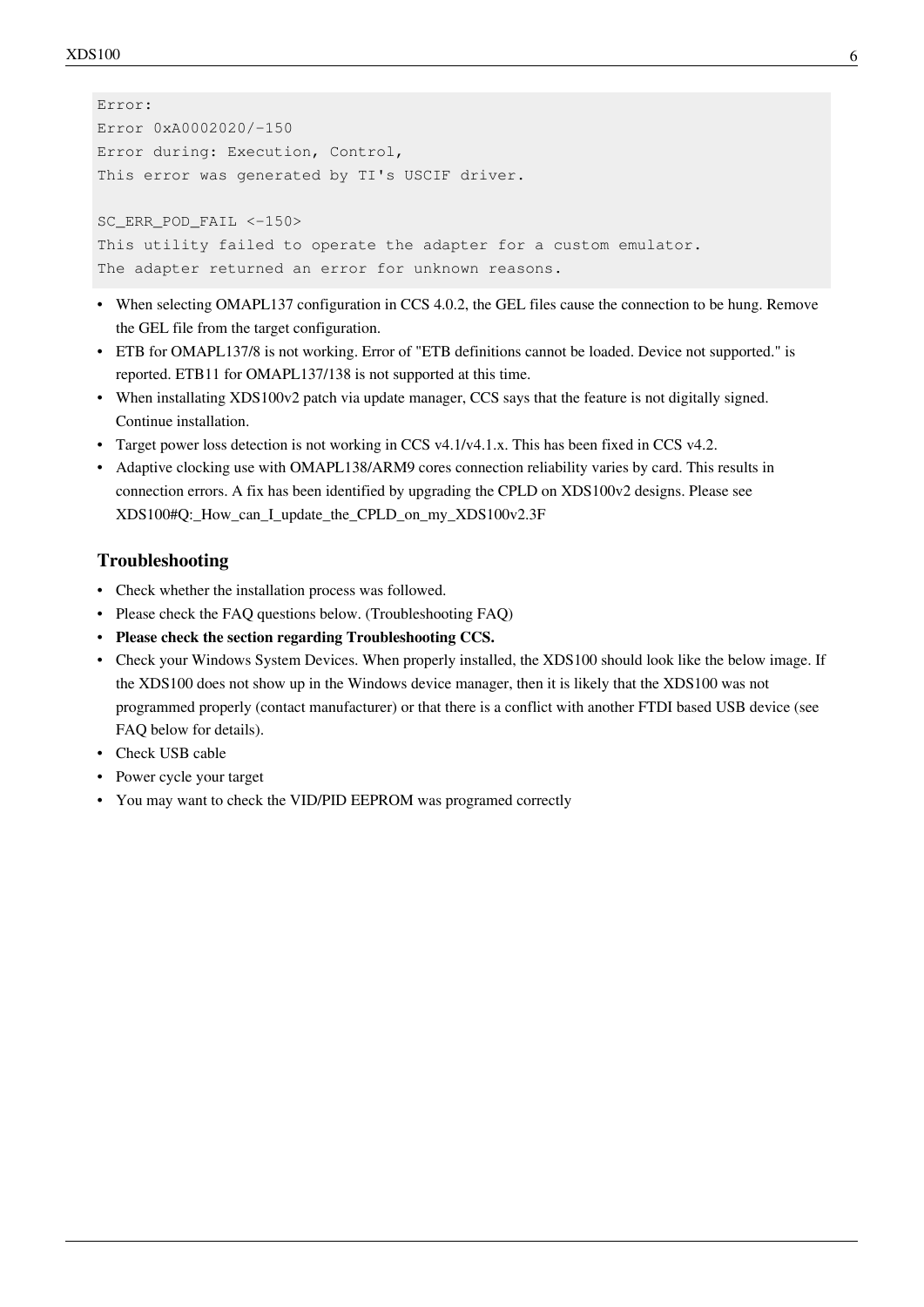```
Error:
Error 0xA0002020/-150
Error during: Execution, Control,
This error was generated by TI's USCIF driver.

SC_ERR_POD_FAIL <-150>
This utility failed to operate the adapter for a custom emulator.
The adapter returned an error for unknown reasons.
```

- When selecting OMAPL137 configuration in CCS 4.0.2, the GEL files cause the connection to be hung. Remove the GEL file from the target configuration.
- ETB for OMAPL137/8 is not working. Error of "ETB definitions cannot be loaded. Device not supported." is reported. ETB11 for OMAPL137/138 is not supported at this time.
- When installating XDS100v2 patch via update manager, CCS says that the feature is not digitally signed. Continue installation.
- Target power loss detection is not working in CCS v4.1/v4.1.x. This has been fixed in CCS v4.2.
- Adaptive clocking use with OMAPL138/ARM9 cores connection reliability varies by card. This results in connection errors. A fix has been identified by upgrading the CPLD on XDS100v2 designs. Please see XDS100#Q:_How_can_I_update_the_CPLD_on_my_XDS100v2.3F

### Troubleshooting

- Check whether the installation process was followed.
- Please check the FAQ questions below. (Troubleshooting FAQ)
- **Please check the section regarding Troubleshooting CCS.**
- Check your Windows System Devices. When properly installed, the XDS100 should look like the below image. If the XDS100 does not show up in the Windows device manager, then it is likely that the XDS100 was not programmed properly (contact manufacturer) or that there is a conflict with another FTDI based USB device (see FAQ below for details).
- Check USB cable
- Power cycle your target
- You may want to check the VID/PID EEPROM was programed correctly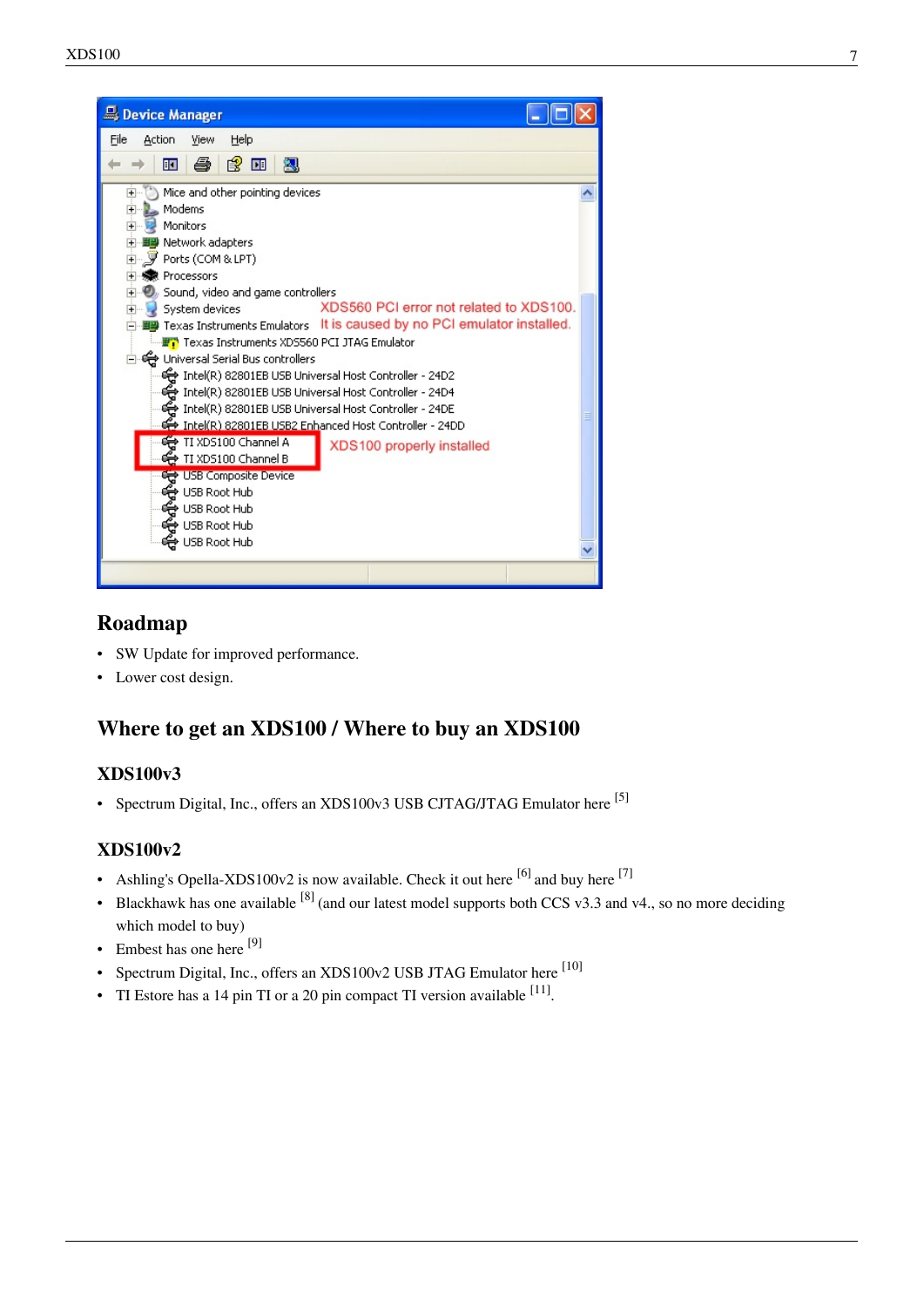## Roadmap

- SW Update for improved performance.
- Lower cost design.

## Where to get an XDS100 / Where to buy an XDS100

### XDS100v3

- Spectrum Digital, Inc., offers an XDS100v3 USB CJTAG/JTAG Emulator here [5]

### XDS100v2

- Ashling's Opella-XDS100v2 is now available. Check it out here [6] and buy here [7]
- Blackhawk has one available [8] (and our latest model supports both CCS v3.3 and v4., so no more deciding which model to buy)
- Embest has one here [9]
- Spectrum Digital, Inc., offers an XDS100v2 USB JTAG Emulator here [10]
- TI Estore has a 14 pin TI or a 20 pin compact TI version available [11].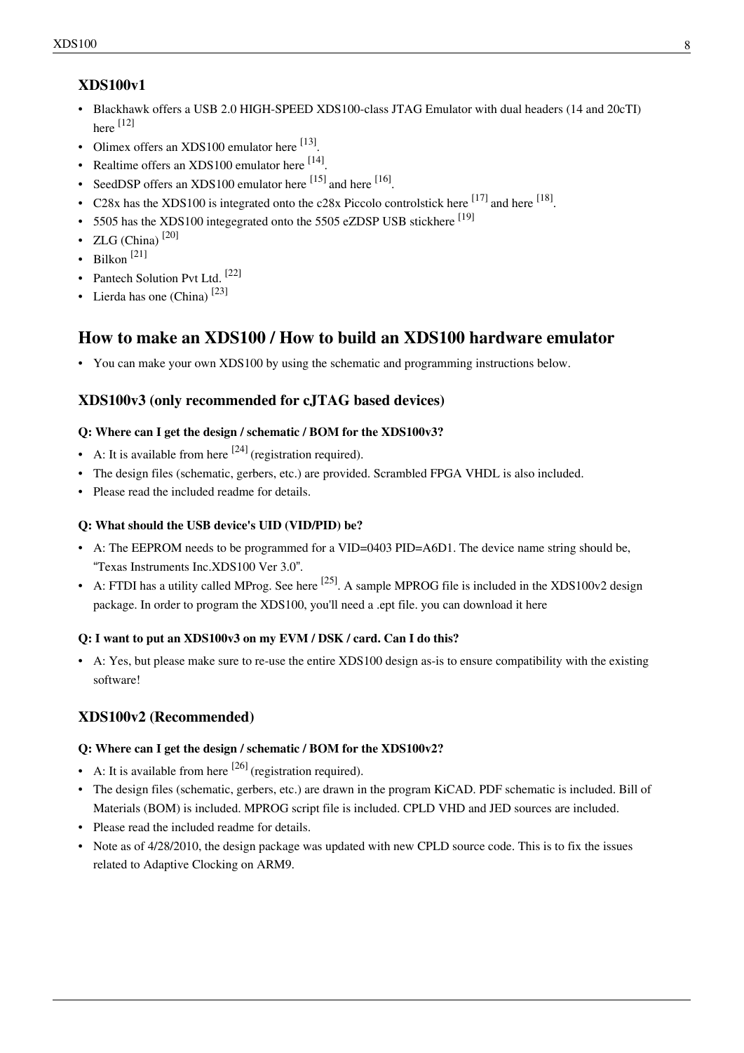### XDS100v1

- Blackhawk offers a USB 2.0 HIGH-SPEED XDS100-class JTAG Emulator with dual headers (14 and 20cTI) here [12]
- Olimex offers an XDS100 emulator here [13].
- Realtime offers an XDS100 emulator here [14].
- SeedDSP offers an XDS100 emulator here [15] and here [16].
- C28x has the XDS100 is integrated onto the c28x Piccolo controlstick here [17] and here [18].
- 5505 has the XDS100 integegrated onto the 5505 eZDSP USB stickhere [19]
- ZLG (China) [20]
- Bilkon [21]
- Pantech Solution Pvt Ltd. [22]
- Lierda has one (China) [23]

## How to make an XDS100 / How to build an XDS100 hardware emulator

- You can make your own XDS100 by using the schematic and programming instructions below.

### XDS100v3 (only recommended for cJTAG based devices)

#### Q: Where can I get the design / schematic / BOM for the XDS100v3?

- A: It is available from here [24] (registration required).
- The design files (schematic, gerbers, etc.) are provided. Scrambled FPGA VHDL is also included.
- Please read the included readme for details.

#### Q: What should the USB device's UID (VID/PID) be?

- A: The EEPROM needs to be programmed for a VID=0403 PID=A6D1. The device name string should be, "Texas Instruments Inc.XDS100 Ver 3.0".
- A: FTDI has a utility called MProg. See here [25]. A sample MPROG file is included in the XDS100v2 design package. In order to program the XDS100, you'll need a .ept file. you can download it here

#### Q: I want to put an XDS100v3 on my EVM / DSK / card. Can I do this?

- A: Yes, but please make sure to re-use the entire XDS100 design as-is to ensure compatibility with the existing software!

### XDS100v2 (Recommended)

#### Q: Where can I get the design / schematic / BOM for the XDS100v2?

- A: It is available from here [26] (registration required).
- The design files (schematic, gerbers, etc.) are drawn in the program KiCAD. PDF schematic is included. Bill of Materials (BOM) is included. MPROG script file is included. CPLD VHD and JED sources are included.
- Please read the included readme for details.
- Note as of 4/28/2010, the design package was updated with new CPLD source code. This is to fix the issues related to Adaptive Clocking on ARM9.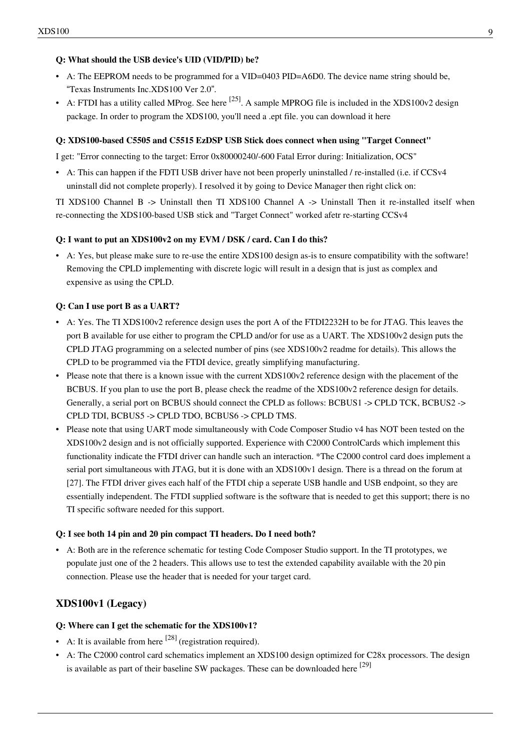**Q: What should the USB device's UID (VID/PID) be?**

- A: The EEPROM needs to be programmed for a VID=0403 PID=A6D0. The device name string should be, "Texas Instruments Inc.XDS100 Ver 2.0".
- A: FTDI has a utility called MProg. See here [25]. A sample MPROG file is included in the XDS100v2 design package. In order to program the XDS100, you'll need a .ept file. you can download it here

**Q: XDS100-based C5505 and C5515 EzDSP USB Stick does connect when using "Target Connect"**

I get: "Error connecting to the target: Error 0x80000240/-600 Fatal Error during: Initialization, OCS"

- A: This can happen if the FDTI USB driver have not been properly uninstalled / re-installed (i.e. if CCSv4 uninstall did not complete properly). I resolved it by going to Device Manager then right click on:

TI XDS100 Channel B -> Uninstall then TI XDS100 Channel A -> Uninstall Then it re-installed itself when re-connecting the XDS100-based USB stick and "Target Connect" worked afetr re-starting CCSv4

**Q: I want to put an XDS100v2 on my EVM / DSK / card. Can I do this?**

- A: Yes, but please make sure to re-use the entire XDS100 design as-is to ensure compatibility with the software! Removing the CPLD implementing with discrete logic will result in a design that is just as complex and expensive as using the CPLD.

**Q: Can I use port B as a UART?**

- A: Yes. The TI XDS100v2 reference design uses the port A of the FTDI2232H to be for JTAG. This leaves the port B available for use either to program the CPLD and/or for use as a UART. The XDS100v2 design puts the CPLD JTAG programming on a selected number of pins (see XDS100v2 readme for details). This allows the CPLD to be programmed via the FTDI device, greatly simplifying manufacturing.
- Please note that there is a known issue with the current XDS100v2 reference design with the placement of the BCBUS. If you plan to use the port B, please check the readme of the XDS100v2 reference design for details. Generally, a serial port on BCBUS should connect the CPLD as follows: BCBUS1 -> CPLD TCK, BCBUS2 -> CPLD TDI, BCBUS5 -> CPLD TDO, BCBUS6 -> CPLD TMS.
- Please note that using UART mode simultaneously with Code Composer Studio v4 has NOT been tested on the XDS100v2 design and is not officially supported. Experience with C2000 ControlCards which implement this functionality indicate the FTDI driver can handle such an interaction. *The C2000 control card does implement a serial port simultaneous with JTAG, but it is done with an XDS100v1 design. There is a thread on the forum at [27]. The FTDI driver gives each half of the FTDI chip a seperate USB handle and USB endpoint, so they are essentially independent. The FTDI supplied software is the software that is needed to get this support; there is no TI specific software needed for this support.

**Q: I see both 14 pin and 20 pin compact TI headers. Do I need both?**

- A: Both are in the reference schematic for testing Code Composer Studio support. In the TI prototypes, we populate just one of the 2 headers. This allows use to test the extended capability available with the 20 pin connection. Please use the header that is needed for your target card.

## XDS100v1 (Legacy)

**Q: Where can I get the schematic for the XDS100v1?**

- A: It is available from here [28] (registration required).
- A: The C2000 control card schematics implement an XDS100 design optimized for C28x processors. The design is available as part of their baseline SW packages. These can be downloaded here [29]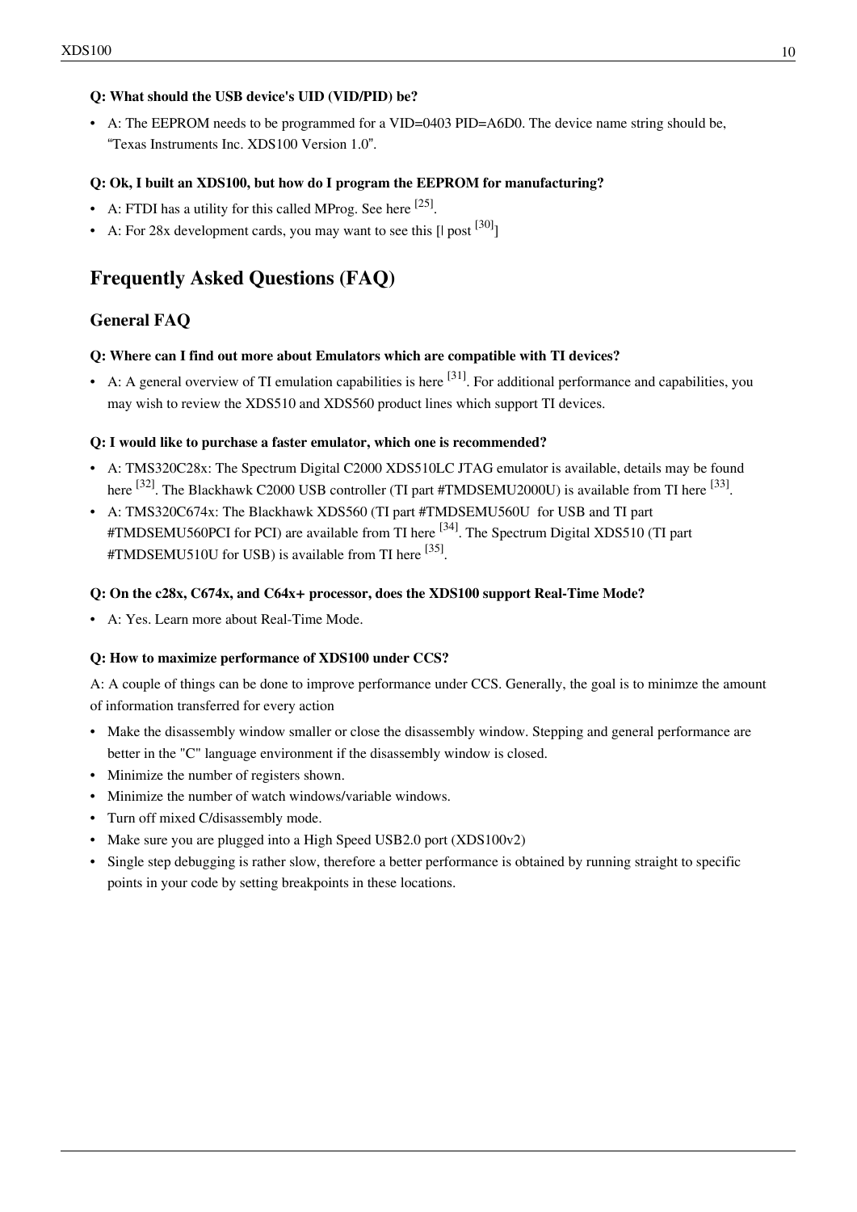**Q: What should the USB device's UID (VID/PID) be?**

- A: The EEPROM needs to be programmed for a VID=0403 PID=A6D0. The device name string should be, "Texas Instruments Inc. XDS100 Version 1.0".

**Q: Ok, I built an XDS100, but how do I program the EEPROM for manufacturing?**

- A: FTDI has a utility for this called MProg. See here [25].
- A: For 28x development cards, you may want to see this [| post [30]]

# Frequently Asked Questions (FAQ)

## General FAQ

**Q: Where can I find out more about Emulators which are compatible with TI devices?**

- A: A general overview of TI emulation capabilities is here [31]. For additional performance and capabilities, you may wish to review the XDS510 and XDS560 product lines which support TI devices.

**Q: I would like to purchase a faster emulator, which one is recommended?**

- A: TMS320C28x: The Spectrum Digital C2000 XDS510LC JTAG emulator is available, details may be found here [32]. The Blackhawk C2000 USB controller (TI part #TMDSEMU2000U) is available from TI here [33].
- A: TMS320C674x: The Blackhawk XDS560 (TI part #TMDSEMU560U for USB and TI part #TMDSEMU560PCI for PCI) are available from TI here [34]. The Spectrum Digital XDS510 (TI part #TMDSEMU510U for USB) is available from TI here [35].

**Q: On the c28x, C674x, and C64x+ processor, does the XDS100 support Real-Time Mode?**

- A: Yes. Learn more about Real-Time Mode.

**Q: How to maximize performance of XDS100 under CCS?**

A: A couple of things can be done to improve performance under CCS. Generally, the goal is to minimze the amount of information transferred for every action

- Make the disassembly window smaller or close the disassembly window. Stepping and general performance are better in the "C" language environment if the disassembly window is closed.
- Minimize the number of registers shown.
- Minimize the number of watch windows/variable windows.
- Turn off mixed C/disassembly mode.
- Make sure you are plugged into a High Speed USB2.0 port (XDS100v2)
- Single step debugging is rather slow, therefore a better performance is obtained by running straight to specific points in your code by setting breakpoints in these locations.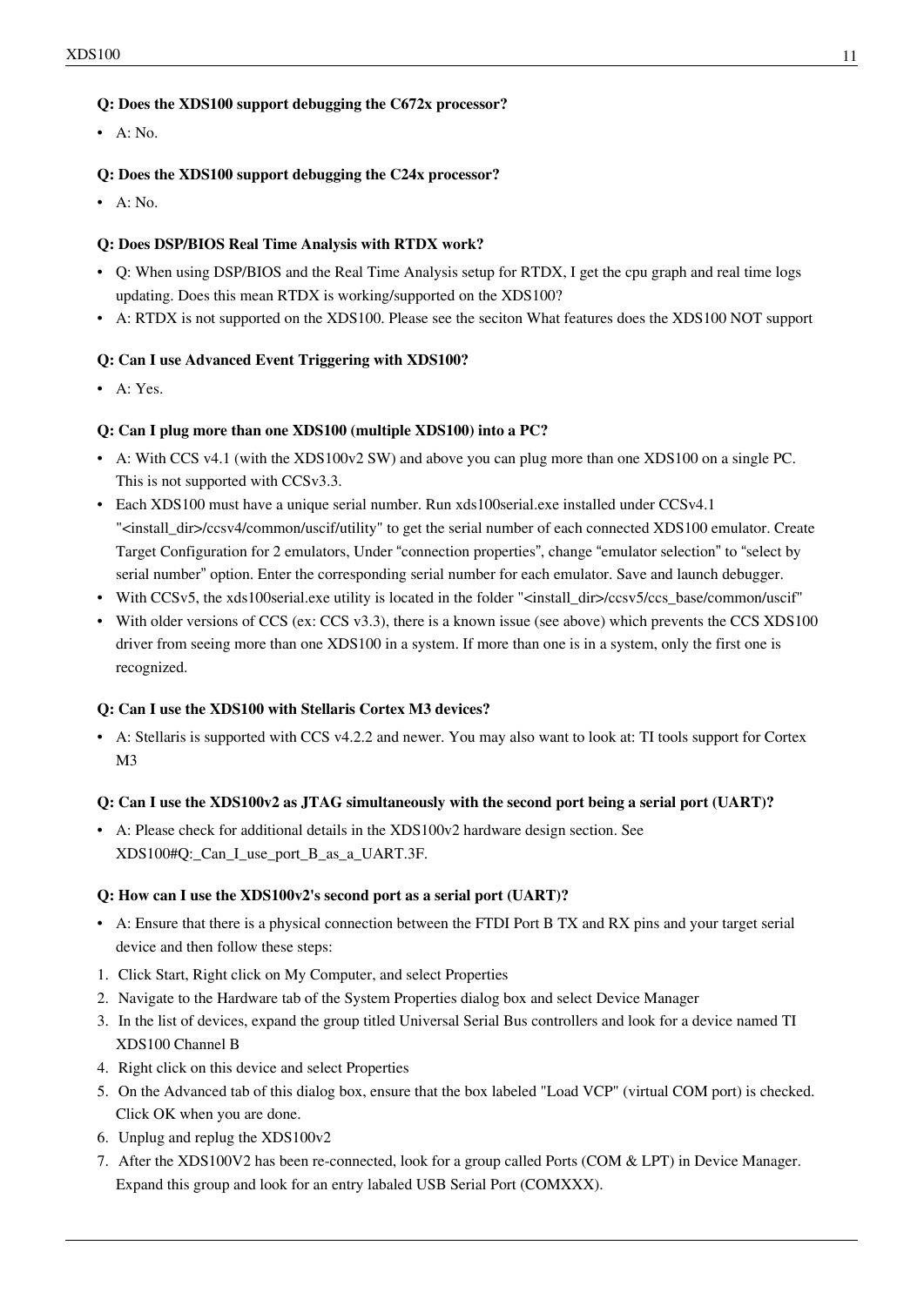**Q: Does the XDS100 support debugging the C672x processor?**

- A: No.

**Q: Does the XDS100 support debugging the C24x processor?**

- A: No.

**Q: Does DSP/BIOS Real Time Analysis with RTDX work?**

- Q: When using DSP/BIOS and the Real Time Analysis setup for RTDX, I get the cpu graph and real time logs updating. Does this mean RTDX is working/supported on the XDS100?
- A: RTDX is not supported on the XDS100. Please see the seciton What features does the XDS100 NOT support

**Q: Can I use Advanced Event Triggering with XDS100?**

- A: Yes.

**Q: Can I plug more than one XDS100 (multiple XDS100) into a PC?**

- A: With CCS v4.1 (with the XDS100v2 SW) and above you can plug more than one XDS100 on a single PC. This is not supported with CCSv3.3.
- Each XDS100 must have a unique serial number. Run xds100serial.exe installed under CCSv4.1 "<install_dir>/ccsv4/common/uscif/utility" to get the serial number of each connected XDS100 emulator. Create Target Configuration for 2 emulators, Under "connection properties", change "emulator selection" to "select by serial number" option. Enter the corresponding serial number for each emulator. Save and launch debugger.
- With CCSv5, the xds100serial.exe utility is located in the folder "<install_dir>/ccsv5/ccs_base/common/uscif"
- With older versions of CCS (ex: CCS v3.3), there is a known issue (see above) which prevents the CCS XDS100 driver from seeing more than one XDS100 in a system. If more than one is in a system, only the first one is recognized.

**Q: Can I use the XDS100 with Stellaris Cortex M3 devices?**

- A: Stellaris is supported with CCS v4.2.2 and newer. You may also want to look at: TI tools support for Cortex M3

**Q: Can I use the XDS100v2 as JTAG simultaneously with the second port being a serial port (UART)?**

- A: Please check for additional details in the XDS100v2 hardware design section. See XDS100#Q:_Can_I_use_port_B_as_a_UART.3F.

**Q: How can I use the XDS100v2's second port as a serial port (UART)?**

- A: Ensure that there is a physical connection between the FTDI Port B TX and RX pins and your target serial device and then follow these steps:

1. Click Start, Right click on My Computer, and select Properties
2. Navigate to the Hardware tab of the System Properties dialog box and select Device Manager
3. In the list of devices, expand the group titled Universal Serial Bus controllers and look for a device named TI XDS100 Channel B
4. Right click on this device and select Properties
5. On the Advanced tab of this dialog box, ensure that the box labeled "Load VCP" (virtual COM port) is checked. Click OK when you are done.
6. Unplug and replug the XDS100v2
7. After the XDS100V2 has been re-connected, look for a group called Ports (COM & LPT) in Device Manager. Expand this group and look for an entry labaled USB Serial Port (COMXXX).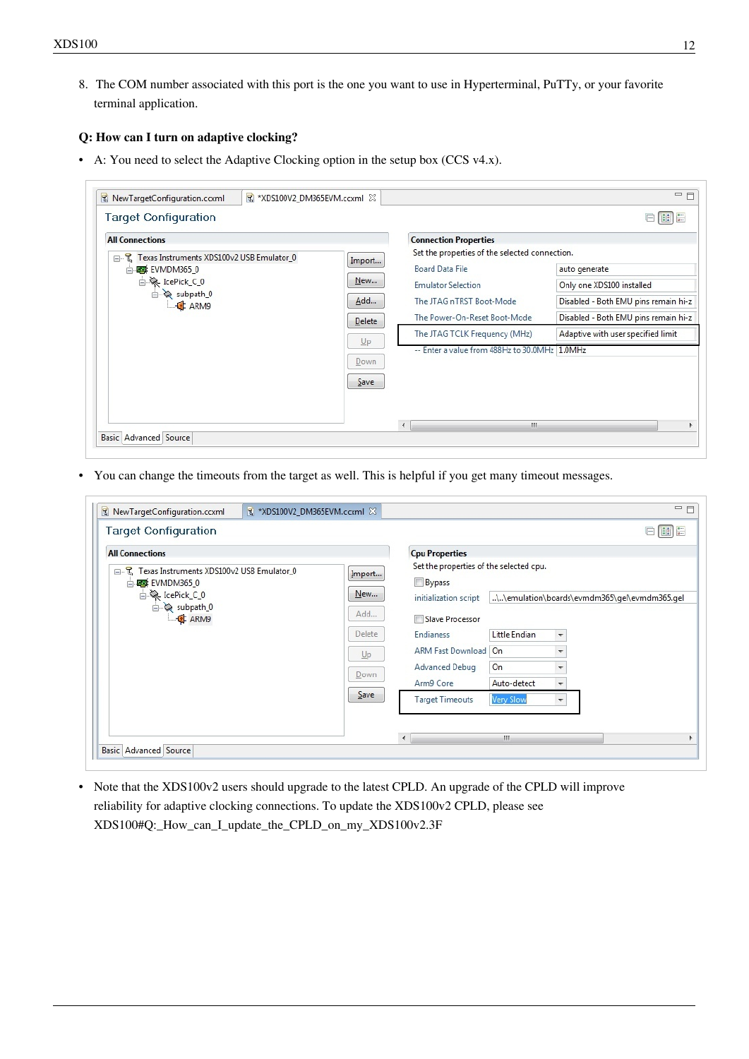8. The COM number associated with this port is the one you want to use in Hyperterminal, PuTTy, or your favorite terminal application.

**Q: How can I turn on adaptive clocking?**

- A: You need to select the Adaptive Clocking option in the setup box (CCS v4.x).

- You can change the timeouts from the target as well. This is helpful if you get many timeout messages.

- Note that the XDS100v2 users should upgrade to the latest CPLD. An upgrade of the CPLD will improve reliability for adaptive clocking connections. To update the XDS100v2 CPLD, please see XDS100#Q:_How_can_I_update_the_CPLD_on_my_XDS100v2.3F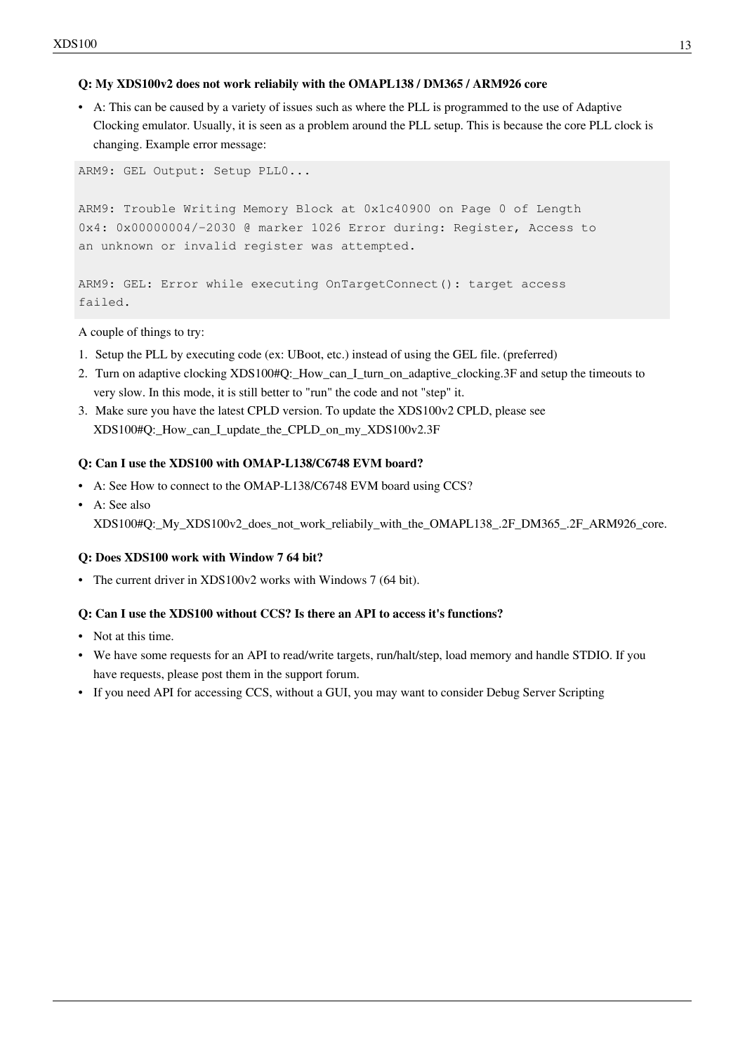**Q: My XDS100v2 does not work reliabily with the OMAPL138 / DM365 / ARM926 core**

- A: This can be caused by a variety of issues such as where the PLL is programmed to the use of Adaptive Clocking emulator. Usually, it is seen as a problem around the PLL setup. This is because the core PLL clock is changing. Example error message:

```
ARM9: GEL Output: Setup PLL0...

ARM9: Trouble Writing Memory Block at 0x1c40900 on Page 0 of Length
0x4: 0x00000004/-2030 @ marker 1026 Error during: Register, Access to
an unknown or invalid register was attempted.

ARM9: GEL: Error while executing OnTargetConnect(): target access
failed.
```

A couple of things to try:

1. Setup the PLL by executing code (ex: UBoot, etc.) instead of using the GEL file. (preferred)
2. Turn on adaptive clocking XDS100#Q:_How_can_I_turn_on_adaptive_clocking.3F and setup the timeouts to very slow. In this mode, it is still better to "run" the code and not "step" it.
3. Make sure you have the latest CPLD version. To update the XDS100v2 CPLD, please see XDS100#Q:_How_can_I_update_the_CPLD_on_my_XDS100v2.3F

**Q: Can I use the XDS100 with OMAP-L138/C6748 EVM board?**

- A: See How to connect to the OMAP-L138/C6748 EVM board using CCS?
- A: See also XDS100#Q:_My_XDS100v2_does_not_work_reliabily_with_the_OMAPL138_.2F_DM365_.2F_ARM926_core.

**Q: Does XDS100 work with Window 7 64 bit?**

- The current driver in XDS100v2 works with Windows 7 (64 bit).

**Q: Can I use the XDS100 without CCS? Is there an API to access it's functions?**

- Not at this time.
- We have some requests for an API to read/write targets, run/halt/step, load memory and handle STDIO. If you have requests, please post them in the support forum.
- If you need API for accessing CCS, without a GUI, you may want to consider Debug Server Scripting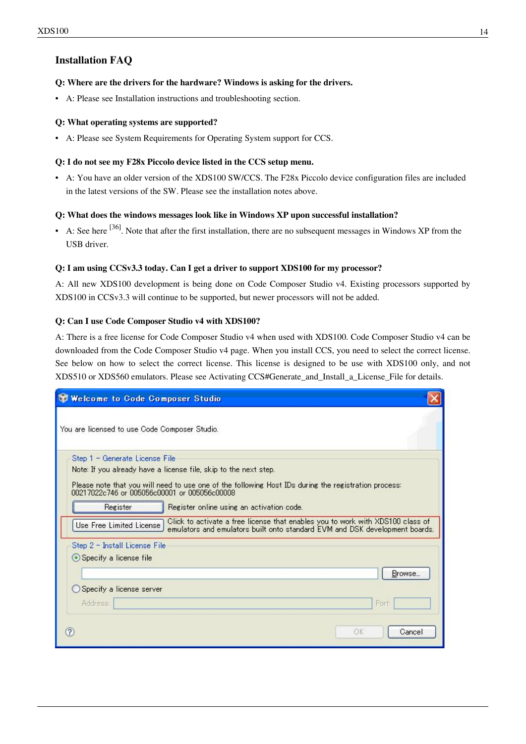## Installation FAQ

**Q: Where are the drivers for the hardware? Windows is asking for the drivers.**

- A: Please see Installation instructions and troubleshooting section.

**Q: What operating systems are supported?**

- A: Please see System Requirements for Operating System support for CCS.

**Q: I do not see my F28x Piccolo device listed in the CCS setup menu.**

- A: You have an older version of the XDS100 SW/CCS. The F28x Piccolo device configuration files are included in the latest versions of the SW. Please see the installation notes above.

**Q: What does the windows messages look like in Windows XP upon successful installation?**

- A: See here [36]. Note that after the first installation, there are no subsequent messages in Windows XP from the USB driver.

**Q: I am using CCSv3.3 today. Can I get a driver to support XDS100 for my processor?**

A: All new XDS100 development is being done on Code Composer Studio v4. Existing processors supported by XDS100 in CCSv3.3 will continue to be supported, but newer processors will not be added.

**Q: Can I use Code Composer Studio v4 with XDS100?**

A: There is a free license for Code Composer Studio v4 when used with XDS100. Code Composer Studio v4 can be downloaded from the Code Composer Studio v4 page. When you install CCS, you need to select the correct license. See below on how to select the correct license. This license is designed to be use with XDS100 only, and not XDS510 or XDS560 emulators. Please see Activating CCS#Generate_and_Install_a_License_File for details.

Welcome to Code Composer Studio

You are licensed to use Code Composer Studio.

Step 1 - Generate License File

Note: If you already have a license file, skip to the next step.

Please note that you will need to use one of the following Host IDs during the registration process: 00217022c746 or 005056c00001 or 005056c00008

Register — Register online using an activation code.

Use Free Limited License — Click to activate a free license that enables you to work with XDS100 class of emulators and emulators built onto standard EVM and DSK development boards.

Step 2 - Install License File

Specify a license file — Browse...

Specify a license server — Address: Port:

OK Cancel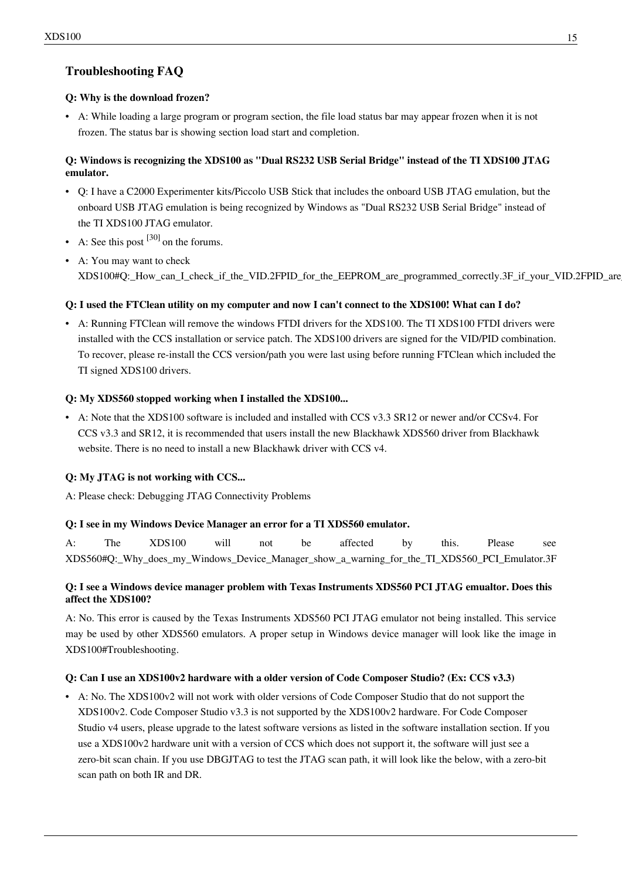## Troubleshooting FAQ

**Q: Why is the download frozen?**

- A: While loading a large program or program section, the file load status bar may appear frozen when it is not frozen. The status bar is showing section load start and completion.

**Q: Windows is recognizing the XDS100 as "Dual RS232 USB Serial Bridge" instead of the TI XDS100 JTAG emulator.**

- Q: I have a C2000 Experimenter kits/Piccolo USB Stick that includes the onboard USB JTAG emulation, but the onboard USB JTAG emulation is being recognized by Windows as "Dual RS232 USB Serial Bridge" instead of the TI XDS100 JTAG emulator.
- A: See this post [30] on the forums.
- A: You may want to check XDS100#Q:_How_can_I_check_if_the_VID.2FPID_for_the_EEPROM_are_programmed_correctly.3F_if_your_VID.2FPID_are

**Q: I used the FTClean utility on my computer and now I can't connect to the XDS100! What can I do?**

- A: Running FTClean will remove the windows FTDI drivers for the XDS100. The TI XDS100 FTDI drivers were installed with the CCS installation or service patch. The XDS100 drivers are signed for the VID/PID combination. To recover, please re-install the CCS version/path you were last using before running FTClean which included the TI signed XDS100 drivers.

**Q: My XDS560 stopped working when I installed the XDS100...**

- A: Note that the XDS100 software is included and installed with CCS v3.3 SR12 or newer and/or CCSv4. For CCS v3.3 and SR12, it is recommended that users install the new Blackhawk XDS560 driver from Blackhawk website. There is no need to install a new Blackhawk driver with CCS v4.

**Q: My JTAG is not working with CCS...**

A: Please check: Debugging JTAG Connectivity Problems

**Q: I see in my Windows Device Manager an error for a TI XDS560 emulator.**

A: The XDS100 will not be affected by this. Please see XDS560#Q:_Why_does_my_Windows_Device_Manager_show_a_warning_for_the_TI_XDS560_PCI_Emulator.3F

**Q: I see a Windows device manager problem with Texas Instruments XDS560 PCI JTAG emualtor. Does this affect the XDS100?**

A: No. This error is caused by the Texas Instruments XDS560 PCI JTAG emulator not being installed. This service may be used by other XDS560 emulators. A proper setup in Windows device manager will look like the image in XDS100#Troubleshooting.

**Q: Can I use an XDS100v2 hardware with a older version of Code Composer Studio? (Ex: CCS v3.3)**

- A: No. The XDS100v2 will not work with older versions of Code Composer Studio that do not support the XDS100v2. Code Composer Studio v3.3 is not supported by the XDS100v2 hardware. For Code Composer Studio v4 users, please upgrade to the latest software versions as listed in the software installation section. If you use a XDS100v2 hardware unit with a version of CCS which does not support it, the software will just see a zero-bit scan chain. If you use DBGJTAG to test the JTAG scan path, it will look like the below, with a zero-bit scan path on both IR and DR.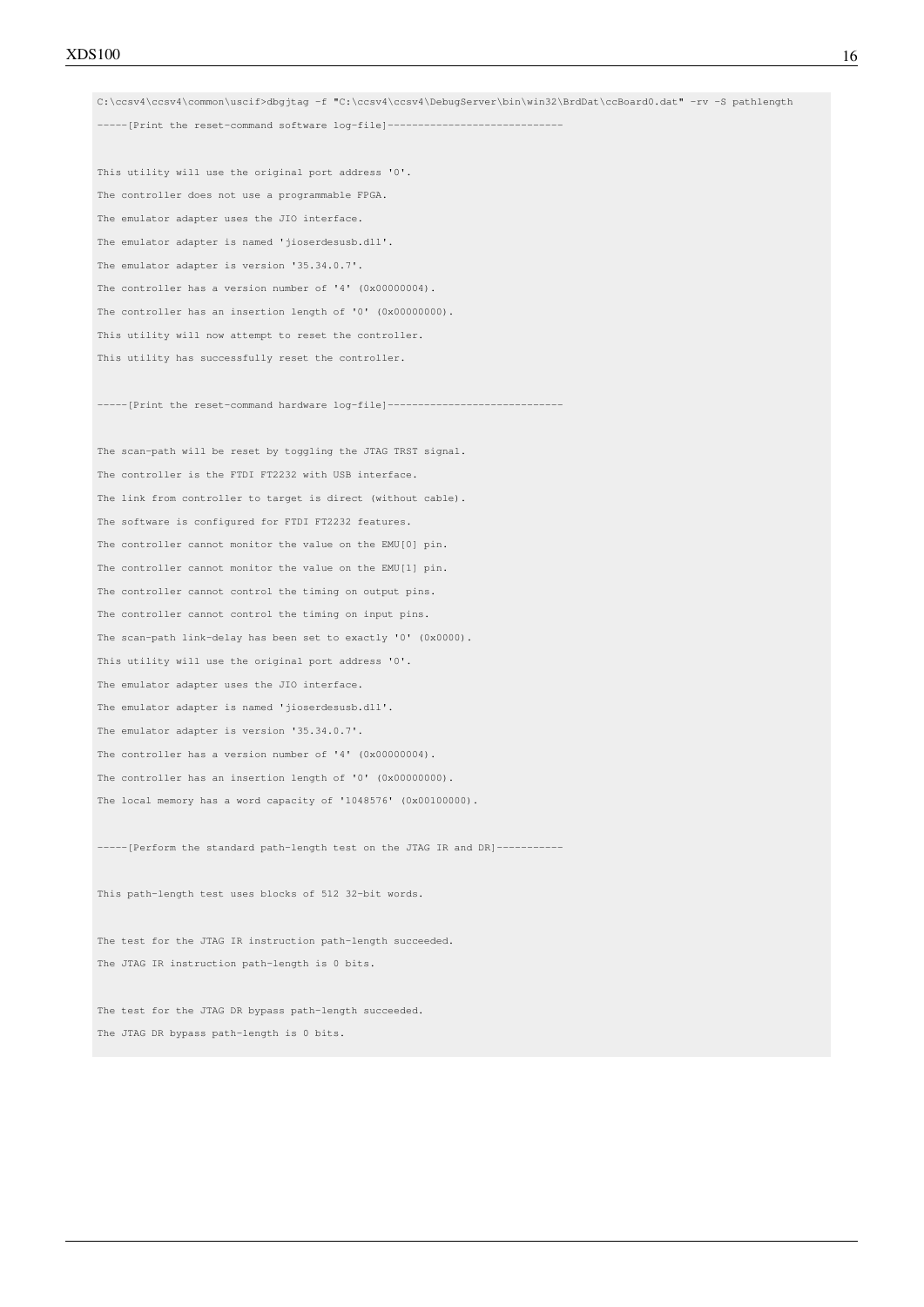```
C:\ccsv4\ccsv4\common\uscif>dbgjtag -f "C:\ccsv4\ccsv4\DebugServer\bin\win32\BrdDat\ccBoard0.dat" -rv -S pathlength
-----[Print the reset-command software log-file]-----------------------------

This utility will use the original port address '0'.
The controller does not use a programmable FPGA.
The emulator adapter uses the JIO interface.
The emulator adapter is named 'jioserdesusb.dll'.
The emulator adapter is version '35.34.0.7'.
The controller has a version number of '4' (0x00000004).
The controller has an insertion length of '0' (0x00000000).
This utility will now attempt to reset the controller.
This utility has successfully reset the controller.

-----[Print the reset-command hardware log-file]-----------------------------

The scan-path will be reset by toggling the JTAG TRST signal.
The controller is the FTDI FT2232 with USB interface.
The link from controller to target is direct (without cable).
The software is configured for FTDI FT2232 features.
The controller cannot monitor the value on the EMU[0] pin.
The controller cannot monitor the value on the EMU[1] pin.
The controller cannot control the timing on output pins.
The controller cannot control the timing on input pins.
The scan-path link-delay has been set to exactly '0' (0x0000).
This utility will use the original port address '0'.
The emulator adapter uses the JIO interface.
The emulator adapter is named 'jioserdesusb.dll'.
The emulator adapter is version '35.34.0.7'.
The controller has a version number of '4' (0x00000004).
The controller has an insertion length of '0' (0x00000000).
The local memory has a word capacity of '1048576' (0x00100000).

-----[Perform the standard path-length test on the JTAG IR and DR]-----------

This path-length test uses blocks of 512 32-bit words.

The test for the JTAG IR instruction path-length succeeded.
The JTAG IR instruction path-length is 0 bits.

The test for the JTAG DR bypass path-length succeeded.
The JTAG DR bypass path-length is 0 bits.
```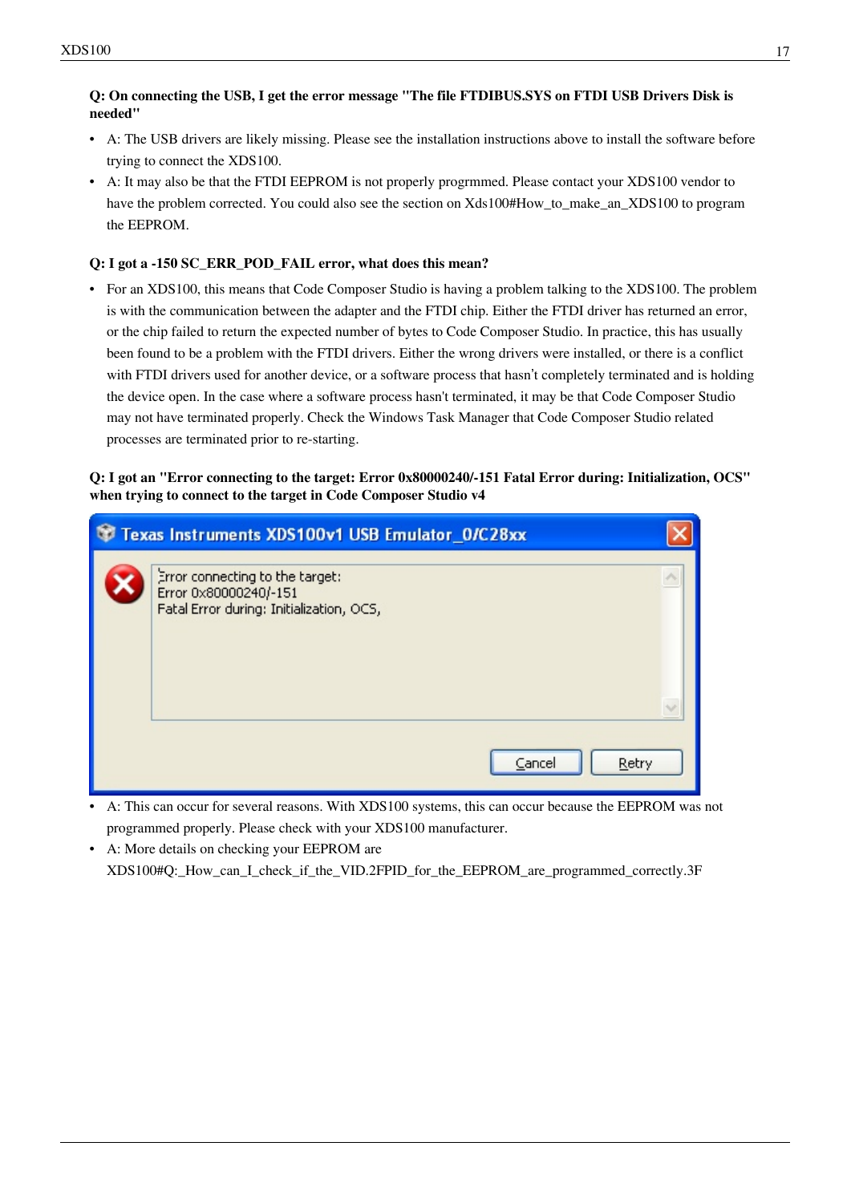**Q: On connecting the USB, I get the error message "The file FTDIBUS.SYS on FTDI USB Drivers Disk is needed"**

- A: The USB drivers are likely missing. Please see the installation instructions above to install the software before trying to connect the XDS100.
- A: It may also be that the FTDI EEPROM is not properly progrmmed. Please contact your XDS100 vendor to have the problem corrected. You could also see the section on Xds100#How_to_make_an_XDS100 to program the EEPROM.

**Q: I got a -150 SC_ERR_POD_FAIL error, what does this mean?**

- For an XDS100, this means that Code Composer Studio is having a problem talking to the XDS100. The problem is with the communication between the adapter and the FTDI chip. Either the FTDI driver has returned an error, or the chip failed to return the expected number of bytes to Code Composer Studio. In practice, this has usually been found to be a problem with the FTDI drivers. Either the wrong drivers were installed, or there is a conflict with FTDI drivers used for another device, or a software process that hasn't completely terminated and is holding the device open. In the case where a software process hasn't terminated, it may be that Code Composer Studio may not have terminated properly. Check the Windows Task Manager that Code Composer Studio related processes are terminated prior to re-starting.

**Q: I got an "Error connecting to the target: Error 0x80000240/-151 Fatal Error during: Initialization, OCS" when trying to connect to the target in Code Composer Studio v4**

- A: This can occur for several reasons. With XDS100 systems, this can occur because the EEPROM was not programmed properly. Please check with your XDS100 manufacturer.
- A: More details on checking your EEPROM are XDS100#Q:_How_can_I_check_if_the_VID.2FPID_for_the_EEPROM_are_programmed_correctly.3F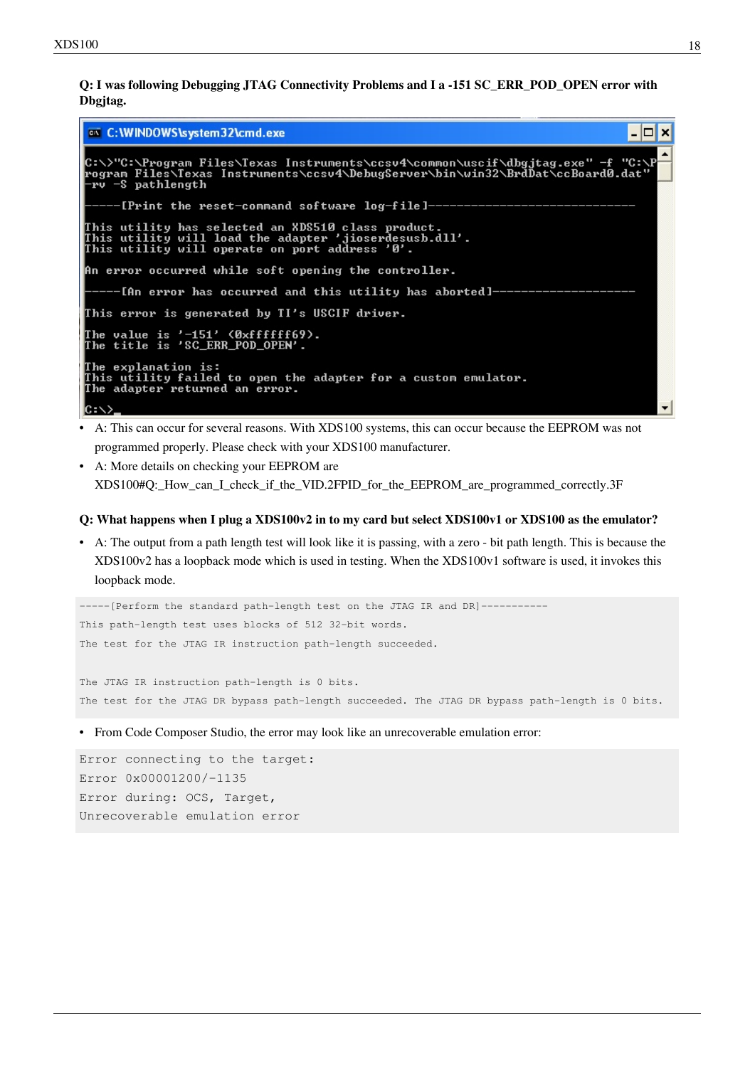**Q: I was following Debugging JTAG Connectivity Problems and I a -151 SC_ERR_POD_OPEN error with Dbgjtag.**

```
C:\>"C:\Program Files\Texas Instruments\ccsv4\common\uscif\dbgjtag.exe" -f "C:\P
rogram Files\Texas Instruments\ccsv4\DebugServer\bin\win32\BrdDat\ccBoard0.dat"
-rv -S pathlength

-----[Print the reset-command software log-file]-----------------------------

This utility has selected an XDS510 class product.
This utility will load the adapter 'jioserdesusb.dll'.
This utility will operate on port address '0'.

An error occurred while soft opening the controller.

-----[An error has occurred and this utility has aborted]--------------------

This error is generated by TI's USCIF driver.

The value is '-151' (0xffffff69).
The title is 'SC_ERR_POD_OPEN'.

The explanation is:
This utility failed to open the adapter for a custom emulator.
The adapter returned an error.

C:\>_
```

- A: This can occur for several reasons. With XDS100 systems, this can occur because the EEPROM was not programmed properly. Please check with your XDS100 manufacturer.
- A: More details on checking your EEPROM are XDS100#Q:_How_can_I_check_if_the_VID.2FPID_for_the_EEPROM_are_programmed_correctly.3F

**Q: What happens when I plug a XDS100v2 in to my card but select XDS100v1 or XDS100 as the emulator?**

- A: The output from a path length test will look like it is passing, with a zero - bit path length. This is because the XDS100v2 has a loopback mode which is used in testing. When the XDS100v1 software is used, it invokes this loopback mode.

```
-----[Perform the standard path-length test on the JTAG IR and DR]-----------
This path-length test uses blocks of 512 32-bit words.
The test for the JTAG IR instruction path-length succeeded.

The JTAG IR instruction path-length is 0 bits.
The test for the JTAG DR bypass path-length succeeded. The JTAG DR bypass path-length is 0 bits.
```

- From Code Composer Studio, the error may look like an unrecoverable emulation error:

```
Error connecting to the target:
Error 0x00001200/-1135
Error during: OCS, Target,
Unrecoverable emulation error
```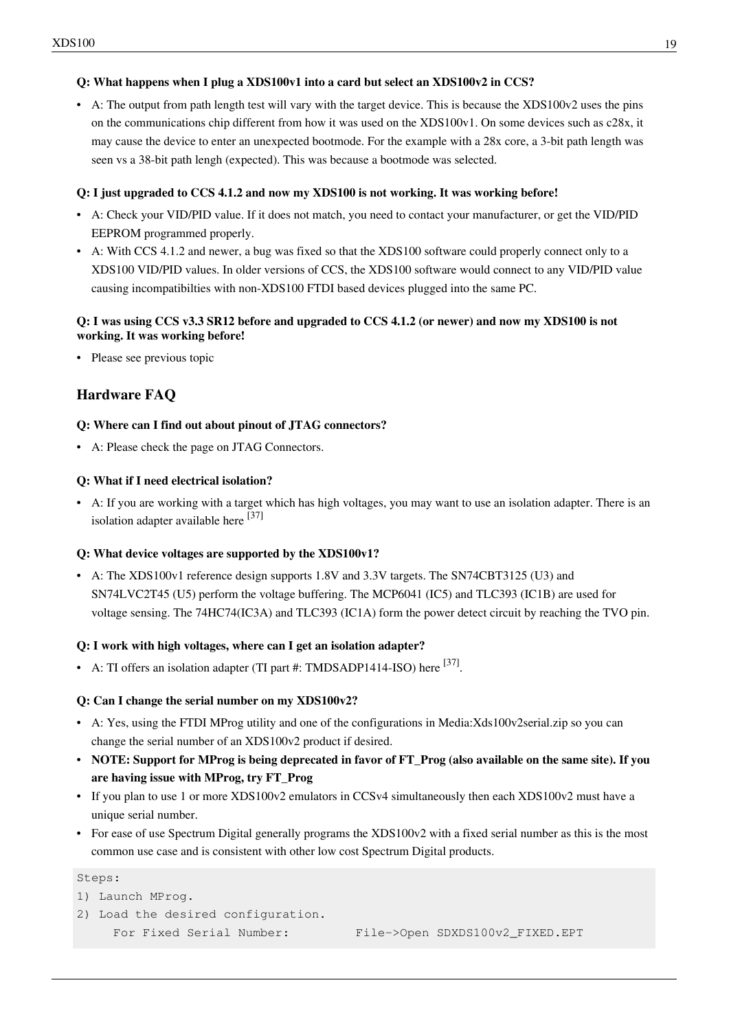**Q: What happens when I plug a XDS100v1 into a card but select an XDS100v2 in CCS?**

- A: The output from path length test will vary with the target device. This is because the XDS100v2 uses the pins on the communications chip different from how it was used on the XDS100v1. On some devices such as c28x, it may cause the device to enter an unexpected bootmode. For the example with a 28x core, a 3-bit path length was seen vs a 38-bit path lengh (expected). This was because a bootmode was selected.

**Q: I just upgraded to CCS 4.1.2 and now my XDS100 is not working. It was working before!**

- A: Check your VID/PID value. If it does not match, you need to contact your manufacturer, or get the VID/PID EEPROM programmed properly.
- A: With CCS 4.1.2 and newer, a bug was fixed so that the XDS100 software could properly connect only to a XDS100 VID/PID values. In older versions of CCS, the XDS100 software would connect to any VID/PID value causing incompatibilties with non-XDS100 FTDI based devices plugged into the same PC.

**Q: I was using CCS v3.3 SR12 before and upgraded to CCS 4.1.2 (or newer) and now my XDS100 is not working. It was working before!**

- Please see previous topic

## Hardware FAQ

**Q: Where can I find out about pinout of JTAG connectors?**

- A: Please check the page on JTAG Connectors.

**Q: What if I need electrical isolation?**

- A: If you are working with a target which has high voltages, you may want to use an isolation adapter. There is an isolation adapter available here [37]

**Q: What device voltages are supported by the XDS100v1?**

- A: The XDS100v1 reference design supports 1.8V and 3.3V targets. The SN74CBT3125 (U3) and SN74LVC2T45 (U5) perform the voltage buffering. The MCP6041 (IC5) and TLC393 (IC1B) are used for voltage sensing. The 74HC74(IC3A) and TLC393 (IC1A) form the power detect circuit by reaching the TVO pin.

**Q: I work with high voltages, where can I get an isolation adapter?**

- A: TI offers an isolation adapter (TI part #: TMDSADP1414-ISO) here [37].

**Q: Can I change the serial number on my XDS100v2?**

- A: Yes, using the FTDI MProg utility and one of the configurations in Media:Xds100v2serial.zip so you can change the serial number of an XDS100v2 product if desired.
- **NOTE: Support for MProg is being deprecated in favor of FT_Prog (also available on the same site). If you are having issue with MProg, try FT_Prog**
- If you plan to use 1 or more XDS100v2 emulators in CCSv4 simultaneously then each XDS100v2 must have a unique serial number.
- For ease of use Spectrum Digital generally programs the XDS100v2 with a fixed serial number as this is the most common use case and is consistent with other low cost Spectrum Digital products.

```
Steps:
1) Launch MProg.
2) Load the desired configuration.
     For Fixed Serial Number:         File->Open SDXDS100v2_FIXED.EPT
```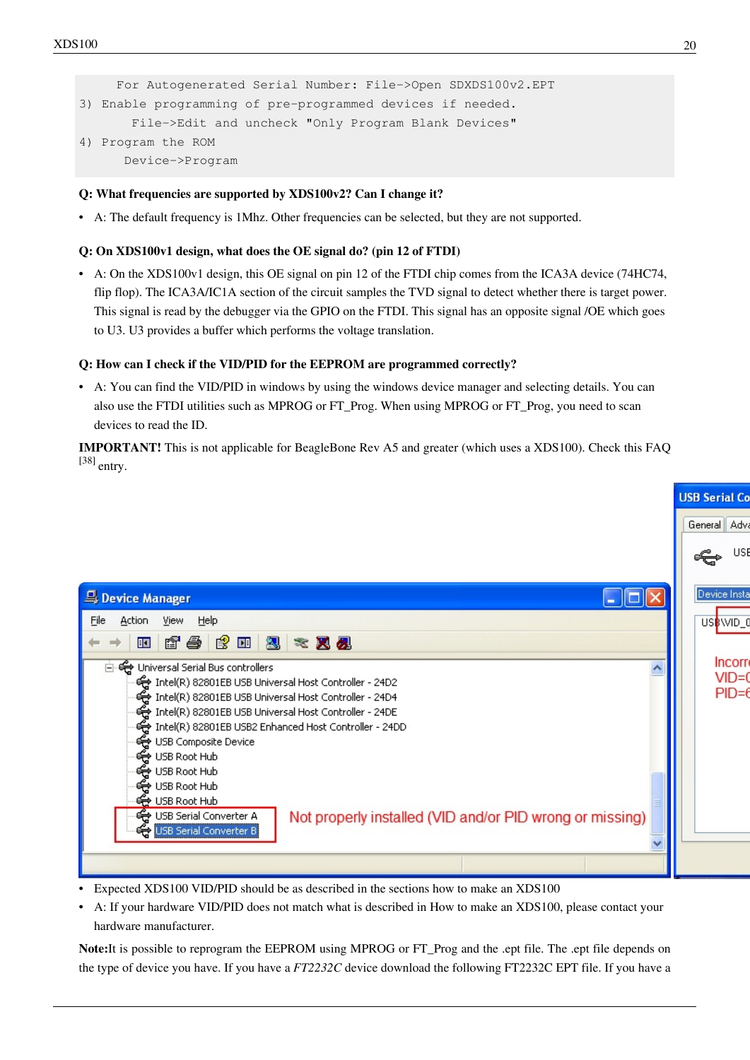```
     For Autogenerated Serial Number: File->Open SDXDS100v2.EPT
3) Enable programming of pre-programmed devices if needed.
      File->Edit and uncheck "Only Program Blank Devices"
4) Program the ROM
     Device->Program
```

**Q: What frequencies are supported by XDS100v2? Can I change it?**

- A: The default frequency is 1Mhz. Other frequencies can be selected, but they are not supported.

**Q: On XDS100v1 design, what does the OE signal do? (pin 12 of FTDI)**

- A: On the XDS100v1 design, this OE signal on pin 12 of the FTDI chip comes from the ICA3A device (74HC74, flip flop). The ICA3A/IC1A section of the circuit samples the TVD signal to detect whether there is target power. This signal is read by the debugger via the GPIO on the FTDI. This signal has an opposite signal /OE which goes to U3. U3 provides a buffer which performs the voltage translation.

**Q: How can I check if the VID/PID for the EEPROM are programmed correctly?**

- A: You can find the VID/PID in windows by using the windows device manager and selecting details. You can also use the FTDI utilities such as MPROG or FT_Prog. When using MPROG or FT_Prog, you need to scan devices to read the ID.

**IMPORTANT!** This is not applicable for BeagleBone Rev A5 and greater (which uses a XDS100). Check this FAQ [38] entry.

- Expected XDS100 VID/PID should be as described in the sections how to make an XDS100
- A: If your hardware VID/PID does not match what is described in How to make an XDS100, please contact your hardware manufacturer.

**Note:**It is possible to reprogram the EEPROM using MPROG or FT_Prog and the .ept file. The .ept file depends on the type of device you have. If you have a *FT2232C* device download the following FT2232C EPT file. If you have a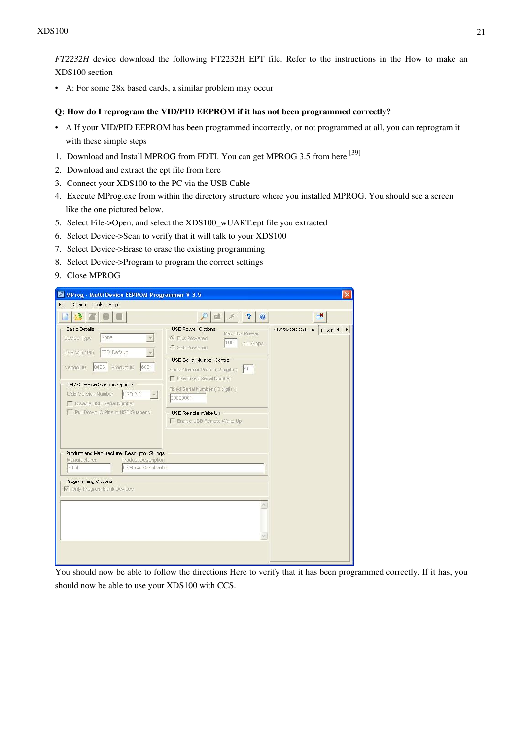*FT2232H* device download the following FT2232H EPT file. Refer to the instructions in the How to make an XDS100 section

- A: For some 28x based cards, a similar problem may occur

**Q: How do I reprogram the VID/PID EEPROM if it has not been programmed correctly?**

- A If your VID/PID EEPROM has been programmed incorrectly, or not programmed at all, you can reprogram it with these simple steps

1. Download and Install MPROG from FDTI. You can get MPROG 3.5 from here [39]
2. Download and extract the ept file from here
3. Connect your XDS100 to the PC via the USB Cable
4. Execute MProg.exe from within the directory structure where you installed MPROG. You should see a screen like the one pictured below.
5. Select File->Open, and select the XDS100_wUART.ept file you extracted
6. Select Device->Scan to verify that it will talk to your XDS100
7. Select Device->Erase to erase the existing programming
8. Select Device->Program to program the correct settings
9. Close MPROG

You should now be able to follow the directions Here to verify that it has been programmed correctly. If it has, you should now be able to use your XDS100 with CCS.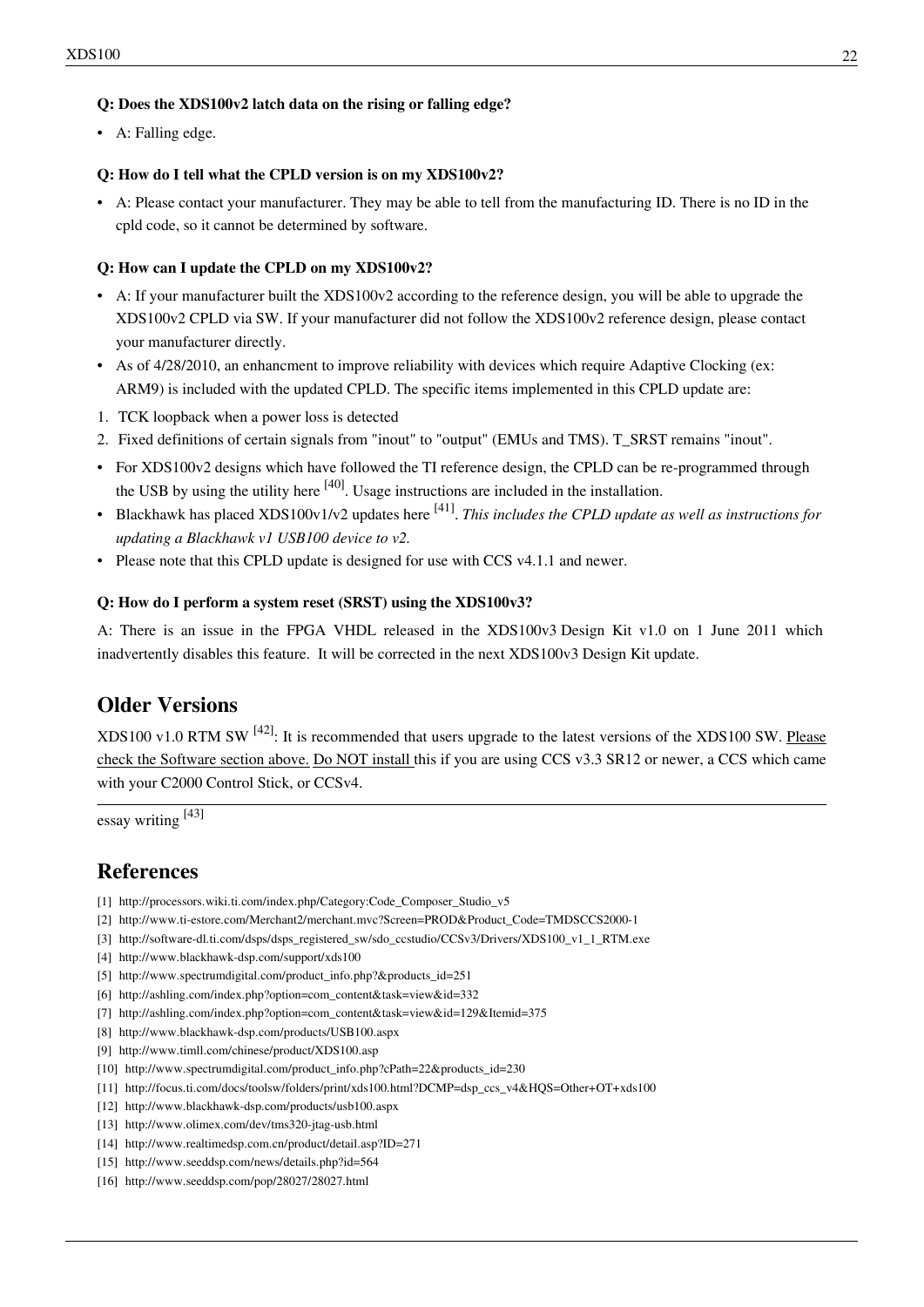**Q: Does the XDS100v2 latch data on the rising or falling edge?**

- A: Falling edge.

**Q: How do I tell what the CPLD version is on my XDS100v2?**

- A: Please contact your manufacturer. They may be able to tell from the manufacturing ID. There is no ID in the cpld code, so it cannot be determined by software.

**Q: How can I update the CPLD on my XDS100v2?**

- A: If your manufacturer built the XDS100v2 according to the reference design, you will be able to upgrade the XDS100v2 CPLD via SW. If your manufacturer did not follow the XDS100v2 reference design, please contact your manufacturer directly.
- As of 4/28/2010, an enhancment to improve reliability with devices which require Adaptive Clocking (ex: ARM9) is included with the updated CPLD. The specific items implemented in this CPLD update are:

1. TCK loopback when a power loss is detected
2. Fixed definitions of certain signals from "inout" to "output" (EMUs and TMS). T_SRST remains "inout".

- For XDS100v2 designs which have followed the TI reference design, the CPLD can be re-programmed through the USB by using the utility here [40]. Usage instructions are included in the installation.
- Blackhawk has placed XDS100v1/v2 updates here [41]. *This includes the CPLD update as well as instructions for updating a Blackhawk v1 USB100 device to v2.*
- Please note that this CPLD update is designed for use with CCS v4.1.1 and newer.

**Q: How do I perform a system reset (SRST) using the XDS100v3?**

A: There is an issue in the FPGA VHDL released in the XDS100v3 Design Kit v1.0 on 1 June 2011 which inadvertently disables this feature. It will be corrected in the next XDS100v3 Design Kit update.

## Older Versions

XDS100 v1.0 RTM SW [42]: It is recommended that users upgrade to the latest versions of the XDS100 SW. Please check the Software section above. Do NOT install this if you are using CCS v3.3 SR12 or newer, a CCS which came with your C2000 Control Stick, or CCSv4.

---

essay writing [43]

## References

[1] http://processors.wiki.ti.com/index.php/Category:Code_Composer_Studio_v5
[2] http://www.ti-estore.com/Merchant2/merchant.mvc?Screen=PROD&Product_Code=TMDSCCS2000-1
[3] http://software-dl.ti.com/dsps/dsps_registered_sw/sdo_ccstudio/CCSv3/Drivers/XDS100_v1_1_RTM.exe
[4] http://www.blackhawk-dsp.com/support/xds100
[5] http://www.spectrumdigital.com/product_info.php?&products_id=251
[6] http://ashling.com/index.php?option=com_content&task=view&id=332
[7] http://ashling.com/index.php?option=com_content&task=view&id=129&Itemid=375
[8] http://www.blackhawk-dsp.com/products/USB100.aspx
[9] http://www.timll.com/chinese/product/XDS100.asp
[10] http://www.spectrumdigital.com/product_info.php?cPath=22&products_id=230
[11] http://focus.ti.com/docs/toolsw/folders/print/xds100.html?DCMP=dsp_ccs_v4&HQS=Other+OT+xds100
[12] http://www.blackhawk-dsp.com/products/usb100.aspx
[13] http://www.olimex.com/dev/tms320-jtag-usb.html
[14] http://www.realtimedsp.com.cn/product/detail.asp?ID=271
[15] http://www.seeddsp.com/news/details.php?id=564
[16] http://www.seeddsp.com/pop/28027/28027.html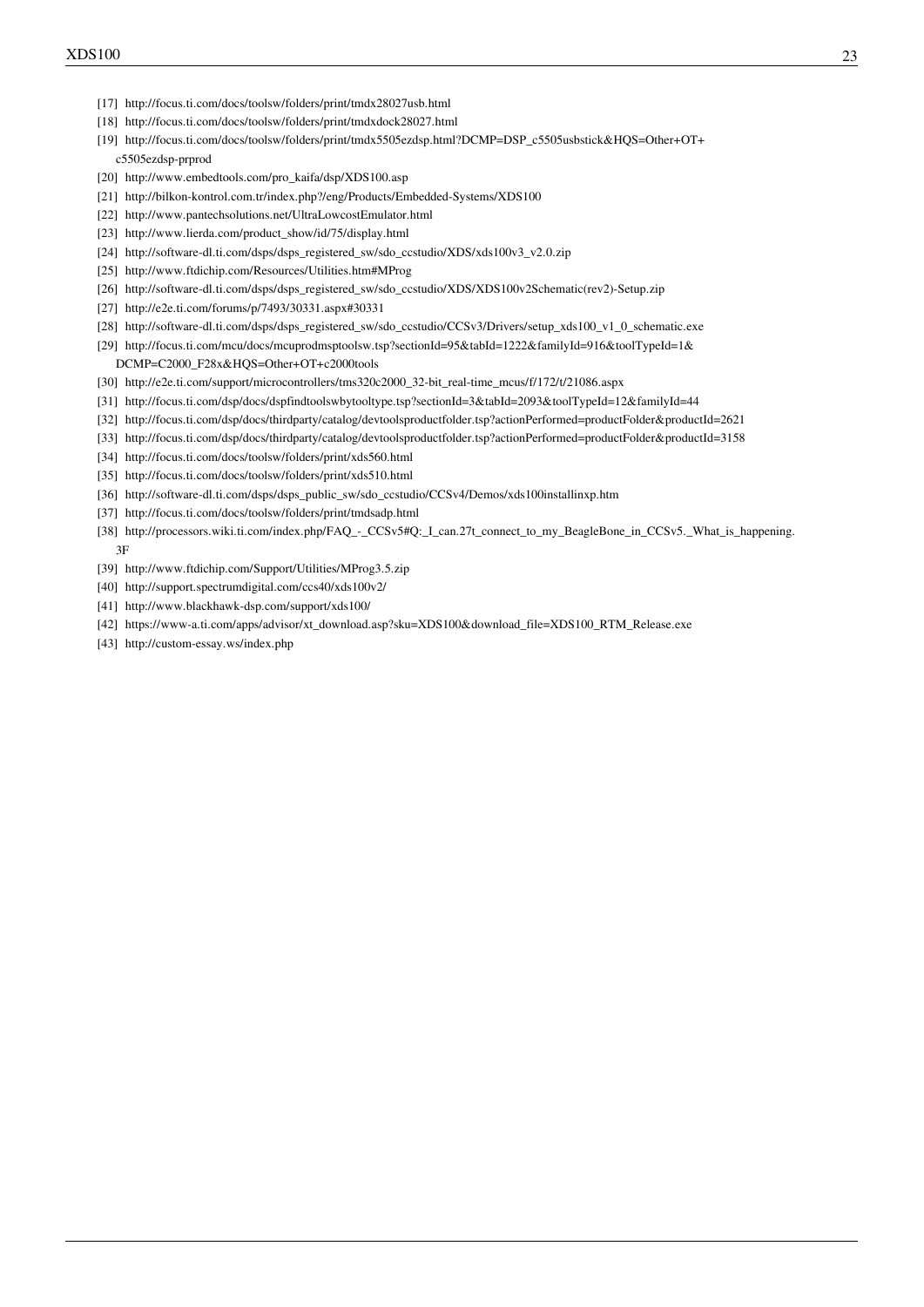[17] http://focus.ti.com/docs/toolsw/folders/print/tmdx28027usb.html
[18] http://focus.ti.com/docs/toolsw/folders/print/tmdxdock28027.html
[19] http://focus.ti.com/docs/toolsw/folders/print/tmdx5505ezdsp.html?DCMP=DSP_c5505usbstick&HQS=Other+OT+c5505ezdsp-prprod
[20] http://www.embedtools.com/pro_kaifa/dsp/XDS100.asp
[21] http://bilkon-kontrol.com.tr/index.php?/eng/Products/Embedded-Systems/XDS100
[22] http://www.pantechsolutions.net/UltraLowcostEmulator.html
[23] http://www.lierda.com/product_show/id/75/display.html
[24] http://software-dl.ti.com/dsps/dsps_registered_sw/sdo_ccstudio/XDS/xds100v3_v2.0.zip
[25] http://www.ftdichip.com/Resources/Utilities.htm#MProg
[26] http://software-dl.ti.com/dsps/dsps_registered_sw/sdo_ccstudio/XDS/XDS100v2Schematic(rev2)-Setup.zip
[27] http://e2e.ti.com/forums/p/7493/30331.aspx#30331
[28] http://software-dl.ti.com/dsps/dsps_registered_sw/sdo_ccstudio/CCSv3/Drivers/setup_xds100_v1_0_schematic.exe
[29] http://focus.ti.com/mcu/docs/mcuprodmsptoolsw.tsp?sectionId=95&tabId=1222&familyId=916&toolTypeId=1&DCMP=C2000_F28x&HQS=Other+OT+c2000tools
[30] http://e2e.ti.com/support/microcontrollers/tms320c2000_32-bit_real-time_mcus/f/172/t/21086.aspx
[31] http://focus.ti.com/dsp/docs/dspfindtoolswbytooltype.tsp?sectionId=3&tabId=2093&toolTypeId=12&familyId=44
[32] http://focus.ti.com/dsp/docs/thirdparty/catalog/devtoolsproductfolder.tsp?actionPerformed=productFolder&productId=2621
[33] http://focus.ti.com/dsp/docs/thirdparty/catalog/devtoolsproductfolder.tsp?actionPerformed=productFolder&productId=3158
[34] http://focus.ti.com/docs/toolsw/folders/print/xds560.html
[35] http://focus.ti.com/docs/toolsw/folders/print/xds510.html
[36] http://software-dl.ti.com/dsps/dsps_public_sw/sdo_ccstudio/CCSv4/Demos/xds100installinxp.htm
[37] http://focus.ti.com/docs/toolsw/folders/print/tmdsadp.html
[38] http://processors.wiki.ti.com/index.php/FAQ_-_CCSv5#Q:_I_can.27t_connect_to_my_BeagleBone_in_CCSv5._What_is_happening.3F
[39] http://www.ftdichip.com/Support/Utilities/MProg3.5.zip
[40] http://support.spectrumdigital.com/ccs40/xds100v2/
[41] http://www.blackhawk-dsp.com/support/xds100/
[42] https://www-a.ti.com/apps/advisor/xt_download.asp?sku=XDS100&download_file=XDS100_RTM_Release.exe
[43] http://custom-essay.ws/index.php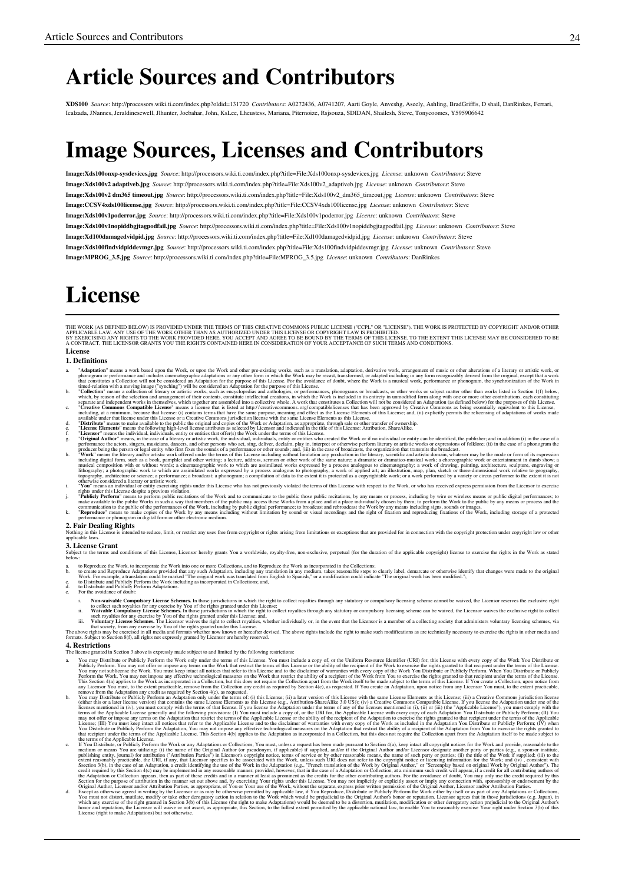# Article Sources and Contributors

**XDS100** *Source*: http://processors.wiki.ti.com/index.php?oldid=131720 *Contributors*: A0272436, A0741207, Aarti Goyle, Anveshg, Aseely, Ashling, BradGriffis, D shail, DanRinkes, Ferrari, Icalzada, JNannes, Jeraldinesewell, Jlhunter, Joebahar, John, KsLee, Lheustess, Mariana, Piternoize, Rsjsouza, SDIDAN, Shailesh, Steve, Tonycoomes, Y595906642

# Image Sources, Licenses and Contributors

**Image:Xds100onxp-sysdevices.jpg** *Source*: http://processors.wiki.ti.com/index.php?title=File:Xds100onxp-sysdevices.jpg *License*: unknown *Contributors*: Steve

**Image:Xds100v2 adaptiveb.jpg** *Source*: http://processors.wiki.ti.com/index.php?title=File:Xds100v2_adaptiveb.jpg *License*: unknown *Contributors*: Steve

**Image:Xds100v2 dm365 timeout.jpg** *Source*: http://processors.wiki.ti.com/index.php?title=File:Xds100v2_dm365_timeout.jpg *License*: unknown *Contributors*: Steve

**Image:CCSV4xds100license.jpg** *Source*: http://processors.wiki.ti.com/index.php?title=File:CCSV4xds100license.jpg *License*: unknown *Contributors*: Steve

**Image:Xds100v1poderror.jpg** *Source*: http://processors.wiki.ti.com/index.php?title=File:Xds100v1poderror.jpg *License*: unknown *Contributors*: Steve

**Image:Xds100v1nopiddbgjtagpodfail.jpg** *Source*: http://processors.wiki.ti.com/index.php?title=File:Xds100v1nopiddbgjtagpodfail.jpg *License*: unknown *Contributors*: Steve

**Image:Xd100damagedvidpid.jpg** *Source*: http://processors.wiki.ti.com/index.php?title=File:Xd100damagedvidpid.jpg *License*: unknown *Contributors*: Steve

**Image:Xds100findvidpiddevmgr.jpg** *Source*: http://processors.wiki.ti.com/index.php?title=File:Xds100findvidpiddevmgr.jpg *License*: unknown *Contributors*: Steve

**Image:MPROG_3.5.jpg** *Source*: http://processors.wiki.ti.com/index.php?title=File:MPROG_3.5.jpg *License*: unknown *Contributors*: DanRinkes

# License

THE WORK (AS DEFINED BELOW) IS PROVIDED UNDER THE TERMS OF THIS CREATIVE COMMONS PUBLIC LICENSE ("CCPL" OR "LICENSE"). THE WORK IS PROTECTED BY COPYRIGHT AND/OR OTHER APPLICABLE LAW. ANY USE OF THE WORK OTHER THAN AS AUTHORIZED UNDER THIS LICENSE OR COPYRIGHT LAW IS PROHIBITED.
BY EXERCISING ANY RIGHTS TO THE WORK PROVIDED HERE, YOU ACCEPT AND AGREE TO BE BOUND BY THE TERMS OF THIS LICENSE. TO THE EXTENT THIS LICENSE MAY BE CONSIDERED TO BE A CONTRACT, THE LICENSOR GRANTS YOU THE RIGHTS CONTAINED HERE IN CONSIDERATION OF YOUR ACCEPTANCE OF SUCH TERMS AND CONDITIONS.

**License**

### 1. Definitions

a. "**Adaptation**" means a work based upon the Work, or upon the Work and other pre-existing works, such as a translation, adaptation, derivative work, arrangement of music or other alterations of a literary or artistic work, or phonogram or performance and includes cinematographic adaptations or any other form in which the Work may be recast, transformed, or adapted including in any form recognizably derived from the original, except that a work that constitutes a Collection will not be considered an Adaptation for the purpose of this License. For the avoidance of doubt, where the Work is a musical work, performance or phonogram, the synchronization of the Work in timed-relation with a moving image ("synching") will be considered an Adaptation for the purpose of this License.
b. "**Collection**" means a collection of literary or artistic works, such as encyclopedias and anthologies, or performances, phonograms or broadcasts, or other works or subject matter other than works listed in Section 1(f) below, which, by reason of the selection and arrangement of their contents, constitute intellectual creations, in which the Work is included in its entirety in unmodified form along with one or more other contributions, each constituting separate and independent works in themselves, which together are assembled into a collective whole. A work that constitutes a Collection will not be considered an Adaptation (as defined below) for the purposes of this License.
c. "**Creative Commons Compatible License**" means a license that is listed at http://creativecommons.org/compatiblelicenses that has been approved by Creative Commons as being essentially equivalent to this License, including, at a minimum, because that license: (i) contains terms that have the same purpose, meaning and effect as the License Elements of this License; and, (ii) explicitly permits the relicensing of adaptations of works made available under that license under this License or a Creative Commons jurisdiction license with the same License Elements as this License.
d. "**Distribute**" means to make available to the public the original and copies of the Work or Adaptation, as appropriate, through sale or other transfer of ownership.
e. "**License Elements**" means the following high-level license attributes as selected by Licensor and indicated in the title of this License: Attribution, ShareAlike.
f. "**Licensor**" means the individual, individuals, entity or entities that offer(s) the Work under the terms of this License.
g. "**Original Author**" means, in the case of a literary or artistic work, the individual, individuals, entity or entities who created the Work or if no individual or entity can be identified, the publisher; and in addition (i) in the case of a performance the actors, singers, musicians, dancers, and other persons who act, sing, deliver, declaim, play in, interpret or otherwise perform literary or artistic works or expressions of folklore; (ii) in the case of a phonogram the producer being the person or legal entity who first fixes the sounds of a performance or other sounds; and, (iii) in the case of broadcasts, the organization that transmits the broadcast.
h. "**Work**" means the literary and/or artistic work offered under the terms of this License including without limitation any production in the literary, scientific and artistic domain, whatever may be the mode or form of its expression including digital form, such as a book, pamphlet and other writing; a lecture, address, sermon or other work of the same nature; a dramatic or dramatico-musical work; a choreographic work or entertainment in dumb show; a musical composition with or without words; a cinematographic work to which are assimilated works expressed by a process analogous to cinematography; a work of drawing, painting, architecture, sculpture, engraving or lithography; a photographic work to which are assimilated works expressed by a process analogous to photography; a work of applied art; an illustration, map, plan, sketch or three-dimensional work relative to geography, topography, architecture or science; a performance; a broadcast; a phonogram; a compilation of data to the extent it is protected as a copyrightable work; or a work performed by a variety or circus performer to the extent it is not otherwise considered a literary or artistic work.
i. "**You**" means an individual or entity exercising rights under this License who has not previously violated the terms of this License with respect to the Work, or who has received express permission from the Licensor to exercise rights under this License despite a previous violation.
j. "**Publicly Perform**" means to perform public recitations of the Work and to communicate to the public those public recitations, by any means or process, including by wire or wireless means or public digital performances; to make available to the public Works in such a way that members of the public may access these Works from a place and at a place individually chosen by them; to perform the Work to the public by any means or process and the communication to the public of the performances of the Work, including by public digital performance; to broadcast and rebroadcast the Work by any means including signs, sounds or images.
k. "**Reproduce**" means to make copies of the Work by any means including without limitation by sound or visual recordings and the right of fixation and reproducing fixations of the Work, including storage of a protected performance or phonogram in digital form or other electronic medium.

### 2. Fair Dealing Rights

Nothing in this License is intended to reduce, limit, or restrict any uses free from copyright or rights arising from limitations or exceptions that are provided for in connection with the copyright protection under copyright law or other applicable laws.

### 3. License Grant

Subject to the terms and conditions of this License, Licensor hereby grants You a worldwide, royalty-free, non-exclusive, perpetual (for the duration of the applicable copyright) license to exercise the rights in the Work as stated below:

a. to Reproduce the Work, to incorporate the Work into one or more Collections, and to Reproduce the Work as incorporated in the Collections;
b. to create and Reproduce Adaptations provided that any such Adaptation, including any translation in any medium, takes reasonable steps to clearly label, demarcate or otherwise identify that changes were made to the original Work. For example, a translation could be marked "The original work was translated from English to Spanish," or a modification could indicate "The original work has been modified.";
c. to Distribute and Publicly Perform the Work including as incorporated in Collections; and,
d. to Distribute and Publicly Perform Adaptations.
e. For the avoidance of doubt:
   i. **Non-waivable Compulsory License Schemes.** In those jurisdictions in which the right to collect royalties through any statutory or compulsory licensing scheme cannot be waived, the Licensor reserves the exclusive right to collect such royalties for any exercise by You of the rights granted under this License;
   ii. **Waivable Compulsory License Schemes.** In those jurisdictions in which the right to collect royalties through any statutory or compulsory licensing scheme can be waived, the Licensor waives the exclusive right to collect such royalties for any exercise by You of the rights granted under this License; and,
   iii. **Voluntary License Schemes.** The Licensor waives the right to collect royalties, whether individually or, in the event that the Licensor is a member of a collecting society that administers voluntary licensing schemes, via that society, from any exercise by You of the rights granted under this License.

The above rights may be exercised in all media and formats whether now known or hereafter devised. The above rights include the right to make such modifications as are technically necessary to exercise the rights in other media and formats. Subject to Section 8(f), all rights not expressly granted by Licensor are hereby reserved.

### 4. Restrictions

The license granted in Section 3 above is expressly made subject to and limited by the following restrictions:

a. You may Distribute or Publicly Perform the Work only under the terms of this License. You must include a copy of, or the Uniform Resource Identifier (URI) for, this License with every copy of the Work You Distribute or Publicly Perform. You may not offer or impose any terms on the Work that restrict the terms of this License or the ability of the recipient of the Work to exercise the rights granted to that recipient under the terms of the License. You may not sublicense the Work. You must keep intact all notices that refer to this License and to the disclaimer of warranties with every copy of the Work You Distribute or Publicly Perform. When You Distribute or Publicly Perform the Work, You may not impose any effective technological measures on the Work that restrict the ability of a recipient of the Work from You to exercise the rights granted to that recipient under the terms of the License. This Section 4(a) applies to the Work as incorporated in a Collection, but this does not require the Collection apart from the Work itself to be made subject to the terms of this License. If You create a Collection, upon notice from any Licensor You must, to the extent practicable, remove from the Collection any credit as required by Section 4(c), as requested. If You create an Adaptation, upon notice from any Licensor You must, to the extent practicable, remove from the Adaptation any credit as required by Section 4(c), as requested.
b. You may Distribute or Publicly Perform an Adaptation only under the terms of: (i) this License; (ii) a later version of this License with the same License Elements as this License; (iii) a Creative Commons jurisdiction license (either this or a later license version) that contains the same License Elements as this License (e.g., Attribution-ShareAlike 3.0 US)); (iv) a Creative Commons Compatible License. If you license the Adaptation under one of the licenses mentioned in (iv), you must comply with the terms of that license. If you license the Adaptation under the terms of any of the licenses mentioned in (i), (ii) or (iii) (the "Applicable License"), you must comply with the terms of the Applicable License generally and the following provisions: (I) You must include a copy of, or the URI for, the Applicable License with every copy of each Adaptation You Distribute or Publicly Perform; (II) You may not offer or impose any terms on the Adaptation that restrict the terms of the Applicable License or the ability of the recipient of the Adaptation to exercise the rights granted to that recipient under the terms of the Applicable License; (III) You must keep intact all notices that refer to the Applicable License and to the disclaimer of warranties with every copy of the Work as included in the Adaptation You Distribute or Publicly Perform; (IV) when You Distribute or Publicly Perform the Adaptation, You may not impose any effective technological measures on the Adaptation that restrict the ability of a recipient of the Adaptation from You to exercise the rights granted to that recipient under the terms of the Applicable License. This Section 4(b) applies to the Adaptation as incorporated in a Collection, but this does not require the Collection apart from the Adaptation itself to be made subject to the terms of the Applicable License.
c. If You Distribute, or Publicly Perform the Work or any Adaptations or Collections, You must, unless a request has been made pursuant to Section 4(a), keep intact all copyright notices for the Work and provide, reasonable to the medium or means You are utilizing: (i) the name of the Original Author (or pseudonym, if applicable) if supplied, and/or if the Original Author and/or Licensor designate another party or parties (e.g., a sponsor institute, publishing entity, journal) for attribution ("Attribution Parties") in Licensor's copyright notice, terms of service or by other reasonable means, the name of such party or parties; (ii) the title of the Work if supplied; (iii) to the extent reasonably practicable, the URI, if any, that Licensor specifies to be associated with the Work, unless such URI does not refer to the copyright notice or licensing information for the Work; and (iv) , consistent with Ssection 3(b), in the case of an Adaptation, a credit identifying the use of the Work in the Adaptation (e.g., "French translation of the Work by Original Author," or "Screenplay based on original Work by Original Author"). The credit required by this Section 4(c) may be implemented in any reasonable manner; provided, however, that in the case of a Adaptation or Collection, at a minimum such credit will appear, if a credit for all contributing authors of the Adaptation or Collection appears, then as part of these credits and in a manner at least as prominent as the credits for the other contributing authors. For the avoidance of doubt, You may only use the credit required by this Section for the purpose of attribution in the manner set out above and, by exercising Your rights under this License, You may not implicitly or explicitly assert or imply any connection with, sponsorship or endorsement by the Original Author, Licensor and/or Attribution Parties, as appropriate, of You or Your use of the Work, without the separate, express prior written permission of the Original Author, Licensor and/or Attribution Parties.
d. Except as otherwise agreed in writing by the Licensor or as may be otherwise permitted by applicable law, if You Reproduce, Distribute or Publicly Perform the Work either by itself or as part of any Adaptations or Collections, You must not distort, mutilate, modify or take other derogatory action in relation to the Work which would be prejudicial to the Original Author's honor or reputation. Licensor agrees that in those jurisdictions (e.g. Japan), in which any exercise of the right granted in Section 3(b) of this License (the right to make Adaptations) would be deemed to be a distortion, mutilation, modification or other derogatory action prejudicial to the Original Author's honor and reputation, the Licensor will waive or not assert, as appropriate, this Section, to the fullest extent permitted by the applicable national law, to enable You to reasonably exercise Your right under Section 3(b) of this License (right to make Adaptations) but not otherwise.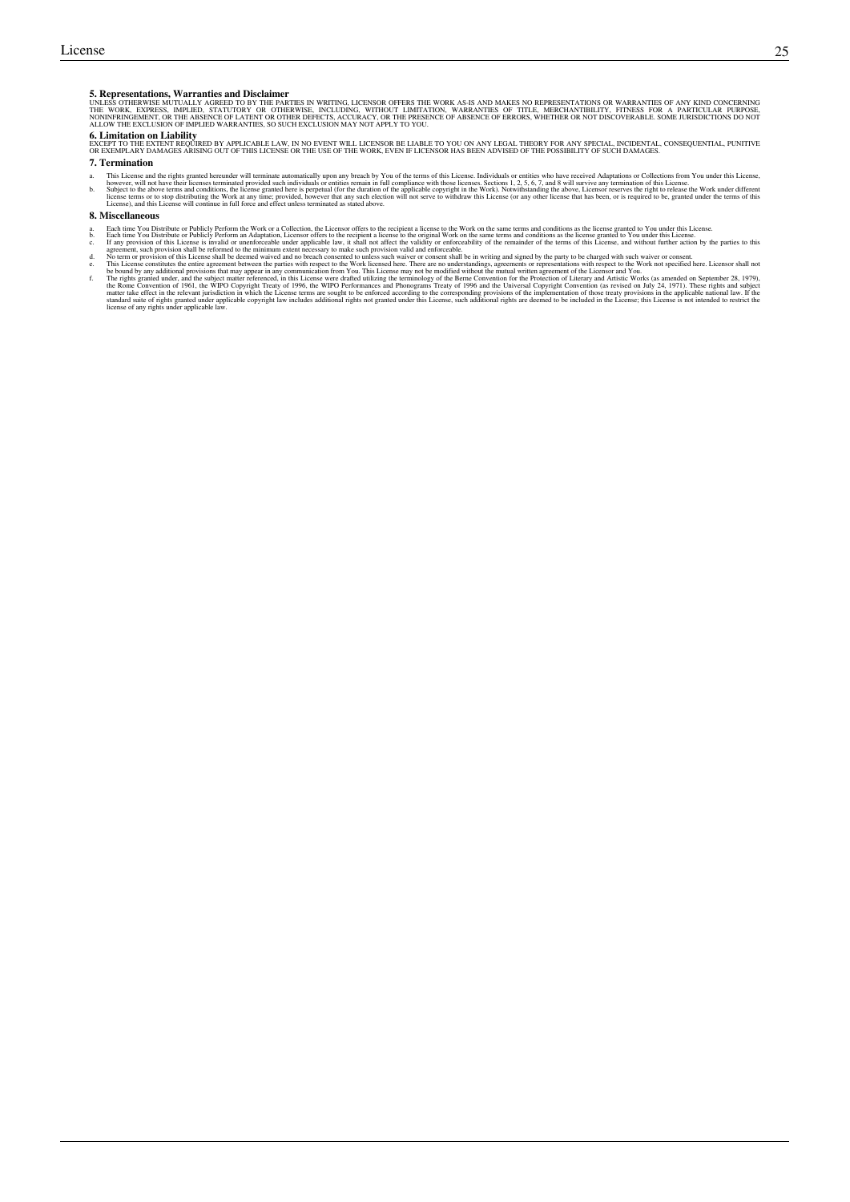### 5. Representations, Warranties and Disclaimer

UNLESS OTHERWISE MUTUALLY AGREED TO BY THE PARTIES IN WRITING, LICENSOR OFFERS THE WORK AS-IS AND MAKES NO REPRESENTATIONS OR WARRANTIES OF ANY KIND CONCERNING THE WORK, EXPRESS, IMPLIED, STATUTORY OR OTHERWISE, INCLUDING, WITHOUT LIMITATION, WARRANTIES OF TITLE, MERCHANTIBILITY, FITNESS FOR A PARTICULAR PURPOSE, NONINFRINGEMENT, OR THE ABSENCE OF LATENT OR OTHER DEFECTS, ACCURACY, OR THE PRESENCE OF ABSENCE OF ERRORS, WHETHER OR NOT DISCOVERABLE. SOME JURISDICTIONS DO NOT ALLOW THE EXCLUSION OF IMPLIED WARRANTIES, SO SUCH EXCLUSION MAY NOT APPLY TO YOU.

### 6. Limitation on Liability

EXCEPT TO THE EXTENT REQUIRED BY APPLICABLE LAW, IN NO EVENT WILL LICENSOR BE LIABLE TO YOU ON ANY LEGAL THEORY FOR ANY SPECIAL, INCIDENTAL, CONSEQUENTIAL, PUNITIVE OR EXEMPLARY DAMAGES ARISING OUT OF THIS LICENSE OR THE USE OF THE WORK, EVEN IF LICENSOR HAS BEEN ADVISED OF THE POSSIBILITY OF SUCH DAMAGES.

### 7. Termination

a. This License and the rights granted hereunder will terminate automatically upon any breach by You of the terms of this License. Individuals or entities who have received Adaptations or Collections from You under this License, however, will not have their licenses terminated provided such individuals or entities remain in full compliance with those licenses. Sections 1, 2, 5, 6, 7, and 8 will survive any termination of this License.
b. Subject to the above terms and conditions, the license granted here is perpetual (for the duration of the applicable copyright in the Work). Notwithstanding the above, Licensor reserves the right to release the Work under different license terms or to stop distributing the Work at any time; provided, however that any such election will not serve to withdraw this License (or any other license that has been, or is required to be, granted under the terms of this License), and this License will continue in full force and effect unless terminated as stated above.

### 8. Miscellaneous

a. Each time You Distribute or Publicly Perform the Work or a Collection, the Licensor offers to the recipient a license to the Work on the same terms and conditions as the license granted to You under this License.
b. Each time You Distribute or Publicly Perform an Adaptation, Licensor offers to the recipient a license to the original Work on the same terms and conditions as the license granted to You under this License.
c. If any provision of this License is invalid or unenforceable under applicable law, it shall not affect the validity or enforceability of the remainder of the terms of this License, and without further action by the parties to this agreement, such provision shall be reformed to the minimum extent necessary to make such provision valid and enforceable.
d. No term or provision of this License shall be deemed waived and no breach consented to unless such waiver or consent shall be in writing and signed by the party to be charged with such waiver or consent.
e. This License constitutes the entire agreement between the parties with respect to the Work licensed here. There are no understandings, agreements or representations with respect to the Work not specified here. Licensor shall not be bound by any additional provisions that may appear in any communication from You. This License may not be modified without the mutual written agreement of the Licensor and You.
f. The rights granted under, and the subject matter referenced, in this License were drafted utilizing the terminology of the Berne Convention for the Protection of Literary and Artistic Works (as amended on September 28, 1979), the Rome Convention of 1961, the WIPO Copyright Treaty of 1996, the WIPO Performances and Phonograms Treaty of 1996 and the Universal Copyright Convention (as revised on July 24, 1971). These rights and subject matter take effect in the relevant jurisdiction in which the License terms are sought to be enforced according to the corresponding provisions of the implementation of those treaty provisions in the applicable national law. If the standard suite of rights granted under applicable copyright law includes additional rights not granted under this License, such additional rights are deemed to be included in the License; this License is not intended to restrict the license of any rights under applicable law.